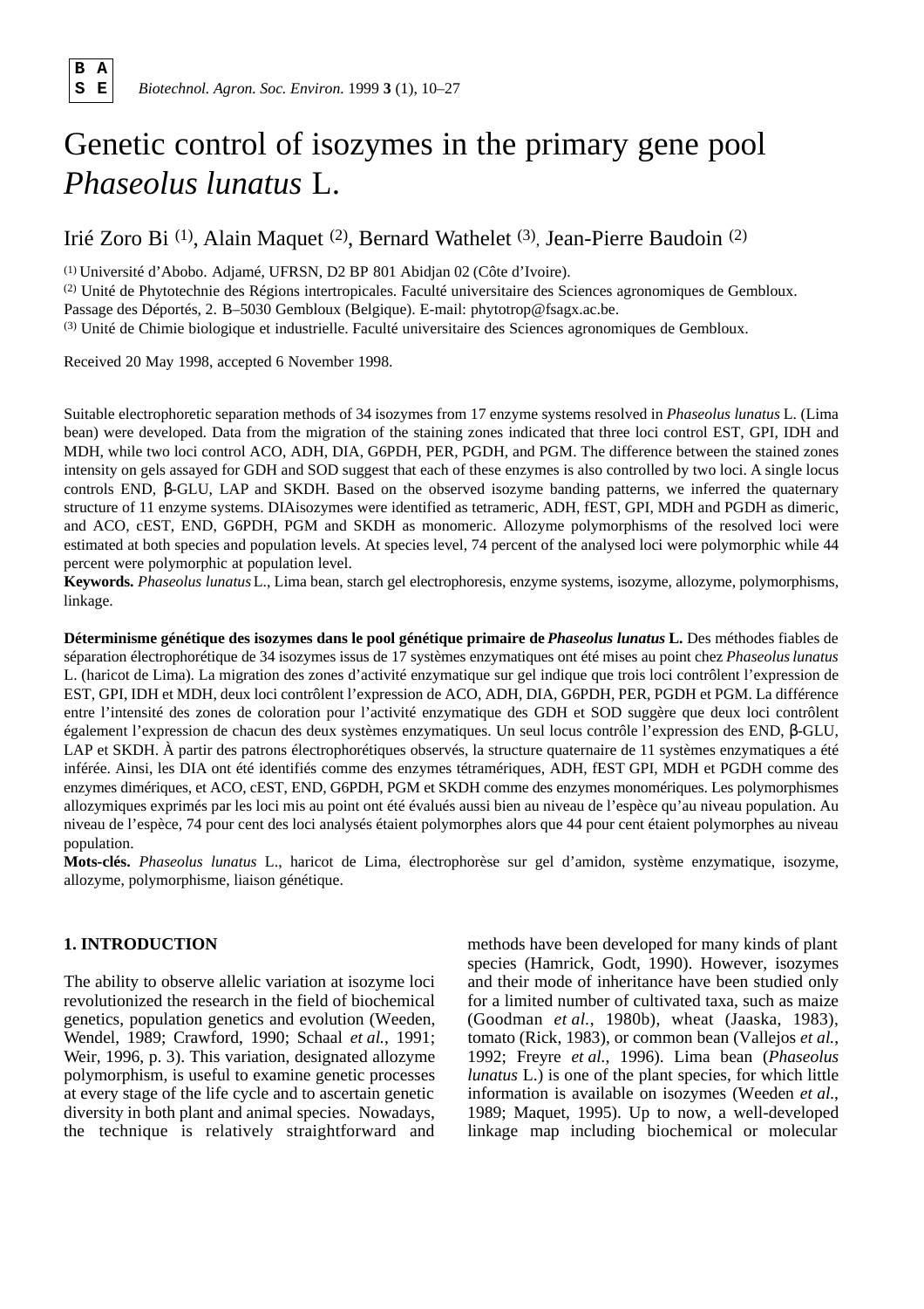# Genetic control of isozymes in the primary gene pool *Phaseolus lunatus* L.

Irié Zoro Bi [1], Alain Maquet [2], Bernard Wathelet [3], Jean-Pierre Baudoin [2]

[1] Université d'Abobo. Adjamé, UFRSN, D2 BP 801 Abidjan 02 (Côte d'Ivoire).
[2] Unité de Phytotechnie des Régions intertropicales. Faculté universitaire des Sciences agronomiques de Gembloux. Passage des Déportés, 2. B–5030 Gembloux (Belgique). E-mail: phytotrop@fsagx.ac.be.
[3] Unité de Chimie biologique et industrielle. Faculté universitaire des Sciences agronomiques de Gembloux.

Received 20 May 1998, accepted 6 November 1998.

Suitable electrophoretic separation methods of 34 isozymes from 17 enzyme systems resolved in *Phaseolus lunatus* L. (Lima bean) were developed. Data from the migration of the staining zones indicated that three loci control EST, GPI, IDH and MDH, while two loci control ACO, ADH, DIA, G6PDH, PER, PGDH, and PGM. The difference between the stained zones intensity on gels assayed for GDH and SOD suggest that each of these enzymes is also controlled by two loci. A single locus controls END, β-GLU, LAP and SKDH. Based on the observed isozyme banding patterns, we inferred the quaternary structure of 11 enzyme systems. DIAisozymes were identified as tetrameric, ADH, fEST, GPI, MDH and PGDH as dimeric, and ACO, cEST, END, G6PDH, PGM and SKDH as monomeric. Allozyme polymorphisms of the resolved loci were estimated at both species and population levels. At species level, 74 percent of the analysed loci were polymorphic while 44 percent were polymorphic at population level.

**Keywords.** *Phaseolus lunatus* L., Lima bean, starch gel electrophoresis, enzyme systems, isozyme, allozyme, polymorphisms, linkage.

**Déterminisme génétique des isozymes dans le pool génétique primaire de *Phaseolus lunatus* L.** Des méthodes fiables de séparation électrophorétique de 34 isozymes issus de 17 systèmes enzymatiques ont été mises au point chez *Phaseolus lunatus* L. (haricot de Lima). La migration des zones d'activité enzymatique sur gel indique que trois loci contrôlent l'expression de EST, GPI, IDH et MDH, deux loci contrôlent l'expression de ACO, ADH, DIA, G6PDH, PER, PGDH et PGM. La différence entre l'intensité des zones de coloration pour l'activité enzymatique des GDH et SOD suggère que deux loci contrôlent également l'expression de chacun des deux systèmes enzymatiques. Un seul locus contrôle l'expression des END, β-GLU, LAP et SKDH. À partir des patrons électrophorétiques observés, la structure quaternaire de 11 systèmes enzymatiques a été inférée. Ainsi, les DIA ont été identifiés comme des enzymes tétramériques, ADH, fEST GPI, MDH et PGDH comme des enzymes dimériques, et ACO, cEST, END, G6PDH, PGM et SKDH comme des enzymes monomériques. Les polymorphismes allozymiques exprimés par les loci mis au point ont été évalués aussi bien au niveau de l'espèce qu'au niveau population. Au niveau de l'espèce, 74 pour cent des loci analysés étaient polymorphes alors que 44 pour cent étaient polymorphes au niveau population.

**Mots-clés.** *Phaseolus lunatus* L., haricot de Lima, électrophorèse sur gel d'amidon, système enzymatique, isozyme, allozyme, polymorphisme, liaison génétique.

## 1. INTRODUCTION

The ability to observe allelic variation at isozyme loci revolutionized the research in the field of biochemical genetics, population genetics and evolution (Weeden, Wendel, 1989; Crawford, 1990; Schaal *et al.*, 1991; Weir, 1996, p. 3). This variation, designated allozyme polymorphism, is useful to examine genetic processes at every stage of the life cycle and to ascertain genetic diversity in both plant and animal species. Nowadays, the technique is relatively straightforward and methods have been developed for many kinds of plant species (Hamrick, Godt, 1990). However, isozymes and their mode of inheritance have been studied only for a limited number of cultivated taxa, such as maize (Goodman *et al.*, 1980b), wheat (Jaaska, 1983), tomato (Rick, 1983), or common bean (Vallejos *et al.*, 1992; Freyre *et al.*, 1996). Lima bean (*Phaseolus lunatus* L.) is one of the plant species, for which little information is available on isozymes (Weeden *et al.*, 1989; Maquet, 1995). Up to now, a well-developed linkage map including biochemical or molecular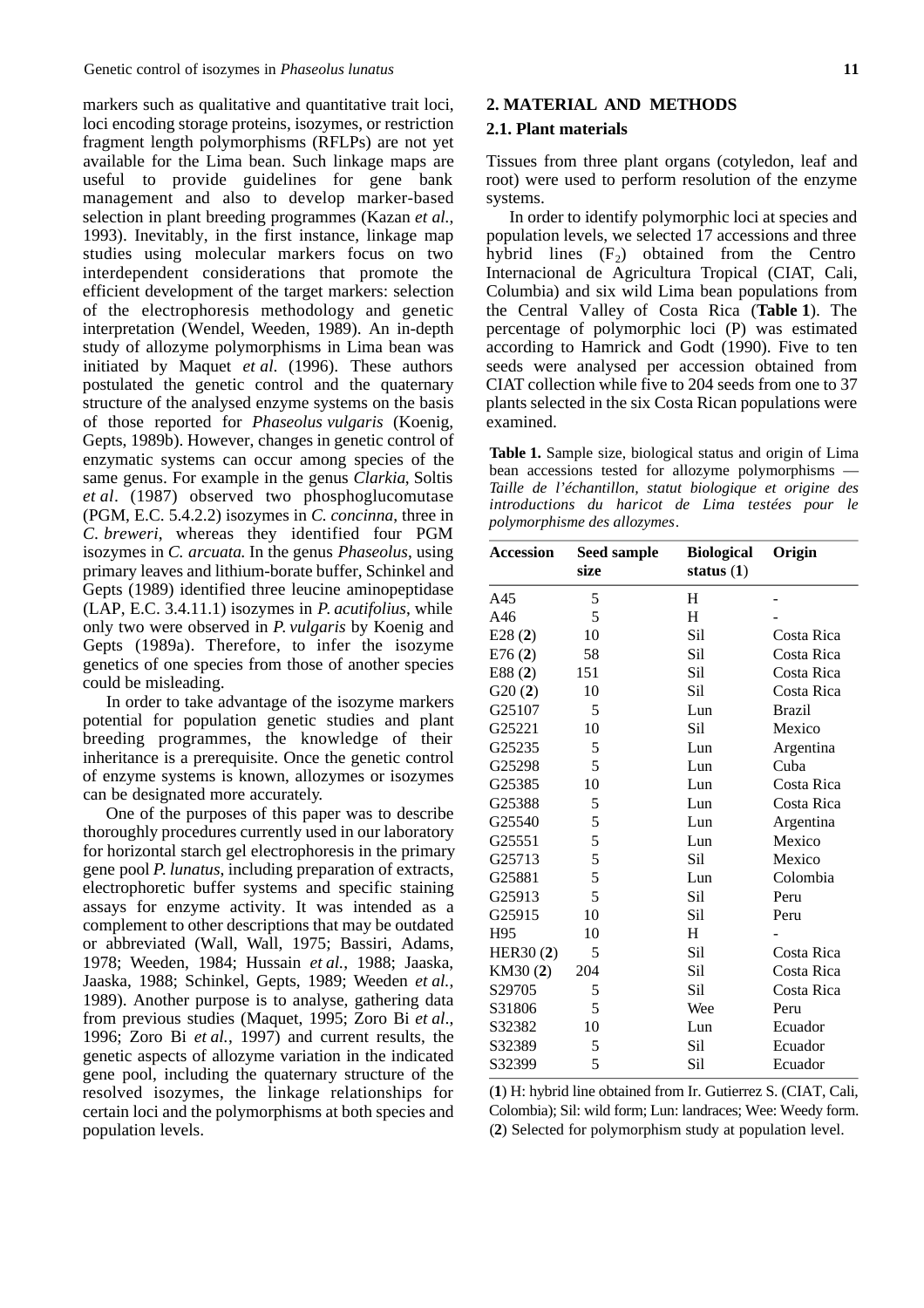markers such as qualitative and quantitative trait loci, loci encoding storage proteins, isozymes, or restriction fragment length polymorphisms (RFLPs) are not yet available for the Lima bean. Such linkage maps are useful to provide guidelines for gene bank management and also to develop marker-based selection in plant breeding programmes (Kazan *et al.*, 1993). Inevitably, in the first instance, linkage map studies using molecular markers focus on two interdependent considerations that promote the efficient development of the target markers: selection of the electrophoresis methodology and genetic interpretation (Wendel, Weeden, 1989). An in-depth study of allozyme polymorphisms in Lima bean was initiated by Maquet *et al*. (1996). These authors postulated the genetic control and the quaternary structure of the analysed enzyme systems on the basis of those reported for *Phaseolus vulgaris* (Koenig, Gepts, 1989b). However, changes in genetic control of enzymatic systems can occur among species of the same genus. For example in the genus *Clarkia*, Soltis *et al*. (1987) observed two phosphoglucomutase (PGM, E.C. 5.4.2.2) isozymes in *C. concinna*, three in *C. breweri*, whereas they identified four PGM isozymes in *C. arcuata.* In the genus *Phaseolus*, using primary leaves and lithium-borate buffer, Schinkel and Gepts (1989) identified three leucine aminopeptidase (LAP, E.C. 3.4.11.1) isozymes in *P. acutifolius*, while only two were observed in *P. vulgaris* by Koenig and Gepts (1989a). Therefore, to infer the isozyme genetics of one species from those of another species could be misleading.

In order to take advantage of the isozyme markers potential for population genetic studies and plant breeding programmes, the knowledge of their inheritance is a prerequisite. Once the genetic control of enzyme systems is known, allozymes or isozymes can be designated more accurately.

One of the purposes of this paper was to describe thoroughly procedures currently used in our laboratory for horizontal starch gel electrophoresis in the primary gene pool *P. lunatus*, including preparation of extracts, electrophoretic buffer systems and specific staining assays for enzyme activity. It was intended as a complement to other descriptions that may be outdated or abbreviated (Wall, Wall, 1975; Bassiri, Adams, 1978; Weeden, 1984; Hussain *et al.*, 1988; Jaaska, Jaaska, 1988; Schinkel, Gepts, 1989; Weeden *et al.*, 1989). Another purpose is to analyse, gathering data from previous studies (Maquet, 1995; Zoro Bi *et al*., 1996; Zoro Bi *et al.*, 1997) and current results, the genetic aspects of allozyme variation in the indicated gene pool, including the quaternary structure of the resolved isozymes, the linkage relationships for certain loci and the polymorphisms at both species and population levels.

## 2. MATERIAL AND METHODS

### 2.1. Plant materials

Tissues from three plant organs (cotyledon, leaf and root) were used to perform resolution of the enzyme systems.

In order to identify polymorphic loci at species and population levels, we selected 17 accessions and three hybrid lines ($F_2$) obtained from the Centro Internacional de Agricultura Tropical (CIAT, Cali, Columbia) and six wild Lima bean populations from the Central Valley of Costa Rica (**Table 1**). The percentage of polymorphic loci (P) was estimated according to Hamrick and Godt (1990). Five to ten seeds were analysed per accession obtained from CIAT collection while five to 204 seeds from one to 37 plants selected in the six Costa Rican populations were examined.

**Table 1.** Sample size, biological status and origin of Lima bean accessions tested for allozyme polymorphisms — *Taille de l'échantillon, statut biologique et origine des introductions du haricot de Lima testées pour le polymorphisme des allozymes*.

| Accession | Seed sample size | Biological status (**1**) | Origin |
|---|---|---|---|
| A45 | 5 | H | - |
| A46 | 5 | H | - |
| E28 (**2**) | 10 | Sil | Costa Rica |
| E76 (**2**) | 58 | Sil | Costa Rica |
| E88 (**2**) | 151 | Sil | Costa Rica |
| G20 (**2**) | 10 | Sil | Costa Rica |
| G25107 | 5 | Lun | Brazil |
| G25221 | 10 | Sil | Mexico |
| G25235 | 5 | Lun | Argentina |
| G25298 | 5 | Lun | Cuba |
| G25385 | 10 | Lun | Costa Rica |
| G25388 | 5 | Lun | Costa Rica |
| G25540 | 5 | Lun | Argentina |
| G25551 | 5 | Lun | Mexico |
| G25713 | 5 | Sil | Mexico |
| G25881 | 5 | Lun | Colombia |
| G25913 | 5 | Sil | Peru |
| G25915 | 10 | Sil | Peru |
| H95 | 10 | H | - |
| HER30 (**2**) | 5 | Sil | Costa Rica |
| KM30 (**2**) | 204 | Sil | Costa Rica |
| S29705 | 5 | Sil | Costa Rica |
| S31806 | 5 | Wee | Peru |
| S32382 | 10 | Lun | Ecuador |
| S32389 | 5 | Sil | Ecuador |
| S32399 | 5 | Sil | Ecuador |

(**1**) H: hybrid line obtained from Ir. Gutierrez S. (CIAT, Cali, Colombia); Sil: wild form; Lun: landraces; Wee: Weedy form. (**2**) Selected for polymorphism study at population level.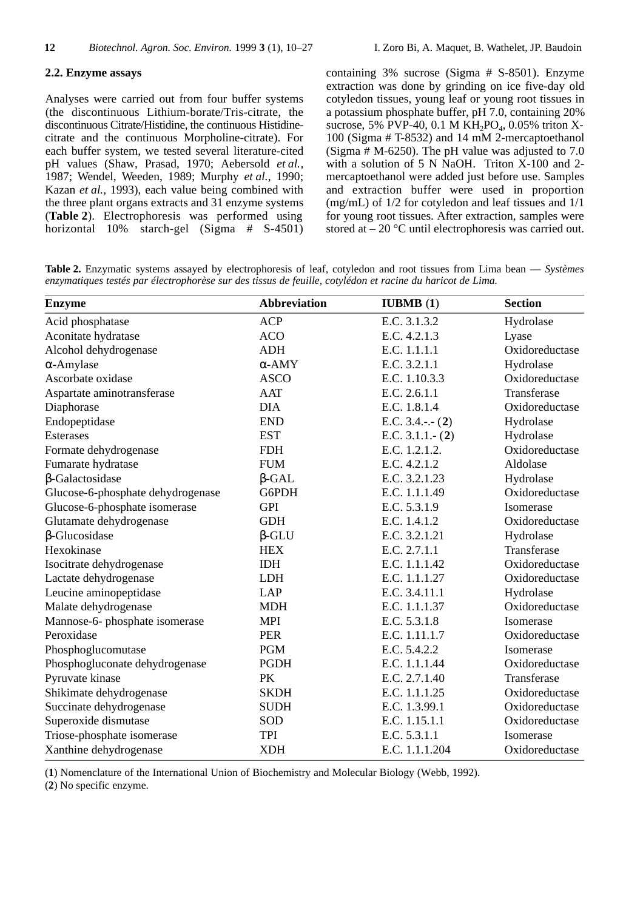### 2.2. Enzyme assays

Analyses were carried out from four buffer systems (the discontinuous Lithium-borate/Tris-citrate, the discontinuous Citrate/Histidine, the continuous Histidine-citrate and the continuous Morpholine-citrate). For each buffer system, we tested several literature-cited pH values (Shaw, Prasad, 1970; Aebersold *et al.*, 1987; Wendel, Weeden, 1989; Murphy *et al.*, 1990; Kazan *et al.*, 1993), each value being combined with the three plant organs extracts and 31 enzyme systems (**Table 2**). Electrophoresis was performed using horizontal 10% starch-gel (Sigma # S-4501) containing 3% sucrose (Sigma # S-8501). Enzyme extraction was done by grinding on ice five-day old cotyledon tissues, young leaf or young root tissues in a potassium phosphate buffer, pH 7.0, containing 20% sucrose, 5% PVP-40, 0.1 M $KH_2PO_4$, 0.05% triton X-100 (Sigma # T-8532) and 14 mM 2-mercaptoethanol (Sigma # M-6250). The pH value was adjusted to 7.0 with a solution of 5 N NaOH. Triton X-100 and 2-mercaptoethanol were added just before use. Samples and extraction buffer were used in proportion (mg/mL) of 1/2 for cotyledon and leaf tissues and 1/1 for young root tissues. After extraction, samples were stored at – 20 °C until electrophoresis was carried out.

**Table 2.** Enzymatic systems assayed by electrophoresis of leaf, cotyledon and root tissues from Lima bean — *Systèmes enzymatiques testés par électrophorèse sur des tissus de feuille, cotylédon et racine du haricot de Lima.*

| Enzyme | Abbreviation | IUBMB (1) | Section |
|---|---|---|---|
| Acid phosphatase | ACP | E.C. 3.1.3.2 | Hydrolase |
| Aconitate hydratase | ACO | E.C. 4.2.1.3 | Lyase |
| Alcohol dehydrogenase | ADH | E.C. 1.1.1.1 | Oxidoreductase |
| α-Amylase | α-AMY | E.C. 3.2.1.1 | Hydrolase |
| Ascorbate oxidase | ASCO | E.C. 1.10.3.3 | Oxidoreductase |
| Aspartate aminotransferase | AAT | E.C. 2.6.1.1 | Transferase |
| Diaphorase | DIA | E.C. 1.8.1.4 | Oxidoreductase |
| Endopeptidase | END | E.C. 3.4.-.- (**2**) | Hydrolase |
| Esterases | EST | E.C. 3.1.1.- (**2**) | Hydrolase |
| Formate dehydrogenase | FDH | E.C. 1.2.1.2. | Oxidoreductase |
| Fumarate hydratase | FUM | E.C. 4.2.1.2 | Aldolase |
| β-Galactosidase | β-GAL | E.C. 3.2.1.23 | Hydrolase |
| Glucose-6-phosphate dehydrogenase | G6PDH | E.C. 1.1.1.49 | Oxidoreductase |
| Glucose-6-phosphate isomerase | GPI | E.C. 5.3.1.9 | Isomerase |
| Glutamate dehydrogenase | GDH | E.C. 1.4.1.2 | Oxidoreductase |
| β-Glucosidase | β-GLU | E.C. 3.2.1.21 | Hydrolase |
| Hexokinase | HEX | E.C. 2.7.1.1 | Transferase |
| Isocitrate dehydrogenase | IDH | E.C. 1.1.1.42 | Oxidoreductase |
| Lactate dehydrogenase | LDH | E.C. 1.1.1.27 | Oxidoreductase |
| Leucine aminopeptidase | LAP | E.C. 3.4.11.1 | Hydrolase |
| Malate dehydrogenase | MDH | E.C. 1.1.1.37 | Oxidoreductase |
| Mannose-6- phosphate isomerase | MPI | E.C. 5.3.1.8 | Isomerase |
| Peroxidase | PER | E.C. 1.11.1.7 | Oxidoreductase |
| Phosphoglucomutase | PGM | E.C. 5.4.2.2 | Isomerase |
| Phosphogluconate dehydrogenase | PGDH | E.C. 1.1.1.44 | Oxidoreductase |
| Pyruvate kinase | PK | E.C. 2.7.1.40 | Transferase |
| Shikimate dehydrogenase | SKDH | E.C. 1.1.1.25 | Oxidoreductase |
| Succinate dehydrogenase | SUDH | E.C. 1.3.99.1 | Oxidoreductase |
| Superoxide dismutase | SOD | E.C. 1.15.1.1 | Oxidoreductase |
| Triose-phosphate isomerase | TPI | E.C. 5.3.1.1 | Isomerase |
| Xanthine dehydrogenase | XDH | E.C. 1.1.1.204 | Oxidoreductase |

(**1**) Nomenclature of the International Union of Biochemistry and Molecular Biology (Webb, 1992).
(**2**) No specific enzyme.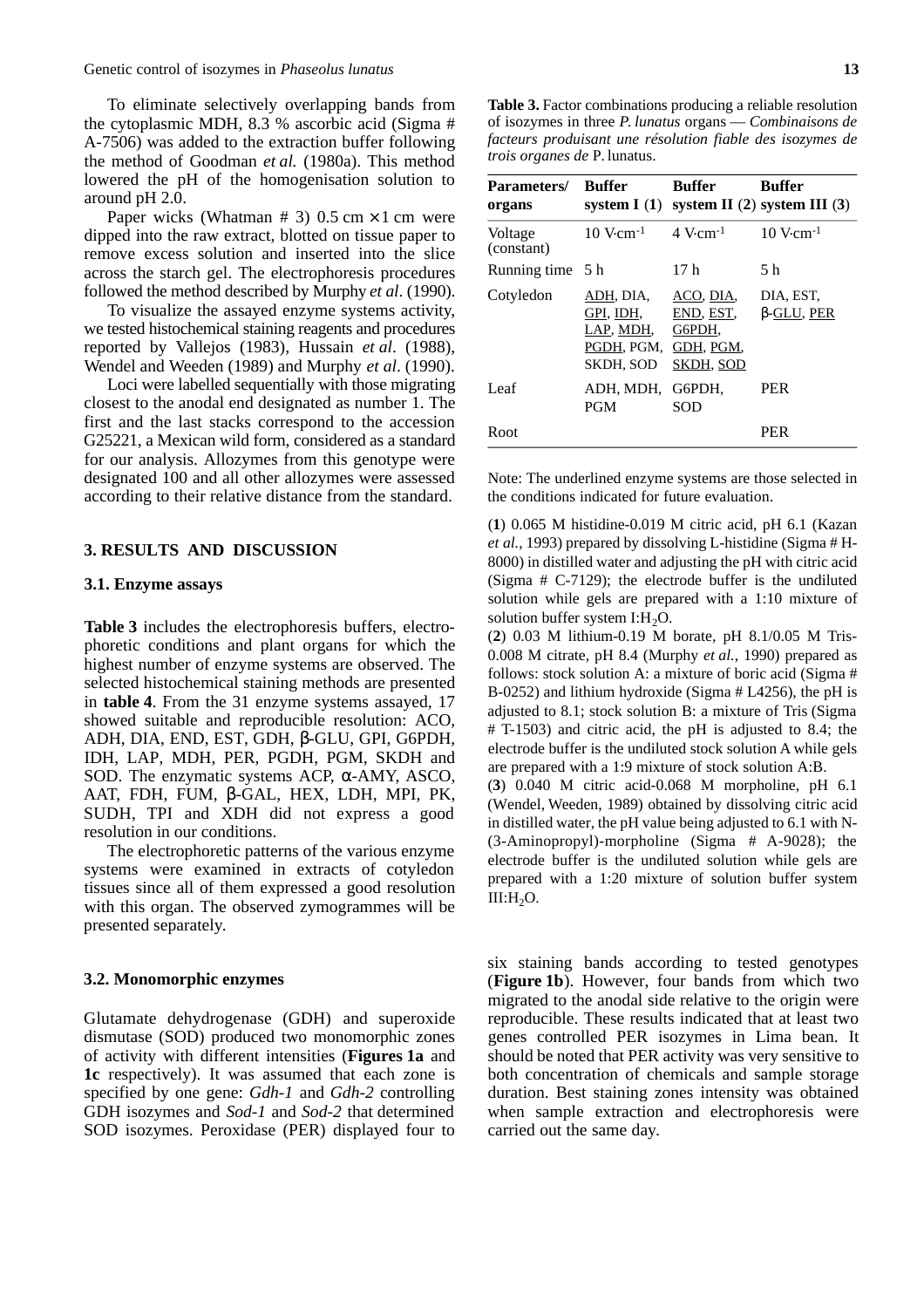To eliminate selectively overlapping bands from the cytoplasmic MDH, 8.3 % ascorbic acid (Sigma # A-7506) was added to the extraction buffer following the method of Goodman *et al.* (1980a). This method lowered the pH of the homogenisation solution to around pH 2.0.

Paper wicks (Whatman # 3) 0.5 cm × 1 cm were dipped into the raw extract, blotted on tissue paper to remove excess solution and inserted into the slice across the starch gel. The electrophoresis procedures followed the method described by Murphy *et al*. (1990).

To visualize the assayed enzyme systems activity, we tested histochemical staining reagents and procedures reported by Vallejos (1983), Hussain *et al*. (1988), Wendel and Weeden (1989) and Murphy *et al*. (1990).

Loci were labelled sequentially with those migrating closest to the anodal end designated as number 1. The first and the last stacks correspond to the accession G25221, a Mexican wild form, considered as a standard for our analysis. Allozymes from this genotype were designated 100 and all other allozymes were assessed according to their relative distance from the standard.

## 3. RESULTS AND DISCUSSION

### 3.1. Enzyme assays

**Table 3** includes the electrophoresis buffers, electrophoretic conditions and plant organs for which the highest number of enzyme systems are observed. The selected histochemical staining methods are presented in **table 4**. From the 31 enzyme systems assayed, 17 showed suitable and reproducible resolution: ACO, ADH, DIA, END, EST, GDH, β-GLU, GPI, G6PDH, IDH, LAP, MDH, PER, PGDH, PGM, SKDH and SOD. The enzymatic systems ACP, α-AMY, ASCO, AAT, FDH, FUM, β-GAL, HEX, LDH, MPI, PK, SUDH, TPI and XDH did not express a good resolution in our conditions.

The electrophoretic patterns of the various enzyme systems were examined in extracts of cotyledon tissues since all of them expressed a good resolution with this organ. The observed zymogrammes will be presented separately.

**Table 3.** Factor combinations producing a reliable resolution of isozymes in three *P. lunatus* organs — *Combinaisons de facteurs produisant une résolution fiable des isozymes de trois organes de* P. lunatus.

| Parameters/ organs | Buffer system I (1) | Buffer system II (2) | Buffer system III (3) |
|---|---|---|---|
| Voltage (constant) | 10 V·cm$^{-1}$ | 4 V·cm$^{-1}$ | 10 V·cm$^{-1}$ |
| Running time | 5 h | 17 h | 5 h |
| Cotyledon | ADH, DIA, GPI, IDH, LAP, MDH, PGDH, PGM, SKDH, SOD | ACO, DIA, END, EST, G6PDH, GDH, PGM, SKDH, SOD | DIA, EST, β-GLU, PER |
| Leaf | ADH, MDH, PGM | G6PDH, SOD | PER |
| Root | | | PER |

Note: The underlined enzyme systems are those selected in the conditions indicated for future evaluation.

(**1**) 0.065 M histidine-0.019 M citric acid, pH 6.1 (Kazan *et al.*, 1993) prepared by dissolving L-histidine (Sigma # H-8000) in distilled water and adjusting the pH with citric acid (Sigma # C-7129); the electrode buffer is the undiluted solution while gels are prepared with a 1:10 mixture of solution buffer system I:$H_2O$.

(**2**) 0.03 M lithium-0.19 M borate, pH 8.1/0.05 M Tris-0.008 M citrate, pH 8.4 (Murphy *et al.*, 1990) prepared as follows: stock solution A: a mixture of boric acid (Sigma # B-0252) and lithium hydroxide (Sigma # L4256), the pH is adjusted to 8.1; stock solution B: a mixture of Tris (Sigma # T-1503) and citric acid, the pH is adjusted to 8.4; the electrode buffer is the undiluted stock solution A while gels are prepared with a 1:9 mixture of stock solution A:B.

(**3**) 0.040 M citric acid-0.068 M morpholine, pH 6.1 (Wendel, Weeden, 1989) obtained by dissolving citric acid in distilled water, the pH value being adjusted to 6.1 with N-(3-Aminopropyl)-morpholine (Sigma # A-9028); the electrode buffer is the undiluted solution while gels are prepared with a 1:20 mixture of solution buffer system III:$H_2O$.

### 3.2. Monomorphic enzymes

Glutamate dehydrogenase (GDH) and superoxide dismutase (SOD) produced two monomorphic zones of activity with different intensities (**Figures 1a** and **1c** respectively). It was assumed that each zone is specified by one gene: *Gdh-1* and *Gdh-2* controlling GDH isozymes and *Sod-1* and *Sod-2* that determined SOD isozymes. Peroxidase (PER) displayed four to six staining bands according to tested genotypes (**Figure 1b**). However, four bands from which two migrated to the anodal side relative to the origin were reproducible. These results indicated that at least two genes controlled PER isozymes in Lima bean. It should be noted that PER activity was very sensitive to both concentration of chemicals and sample storage duration. Best staining zones intensity was obtained when sample extraction and electrophoresis were carried out the same day.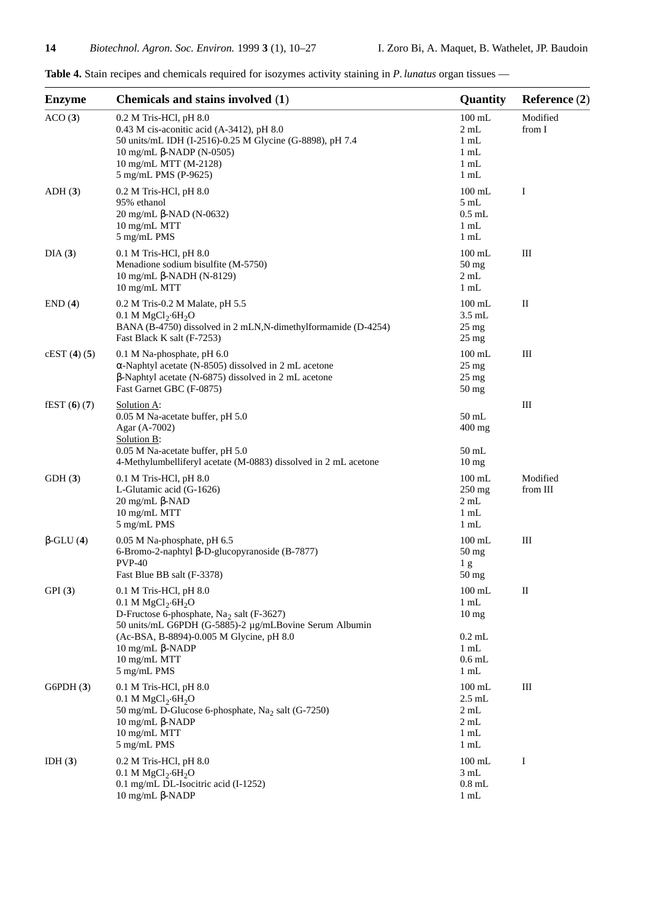**Table 4.** Stain recipes and chemicals required for isozymes activity staining in *P. lunatus* organ tissues —

| Enzyme | Chemicals and stains involved (1) | Quantity | Reference (2) |
|---|---|---|---|
| ACO (**3**) | 0.2 M Tris-HCl, pH 8.0 | 100 mL | Modified from I |
| | 0.43 M cis-aconitic acid (A-3412), pH 8.0 | 2 mL | |
| | 50 units/mL IDH (I-2516)-0.25 M Glycine (G-8898), pH 7.4 | 1 mL | |
| | 10 mg/mL β-NADP (N-0505) | 1 mL | |
| | 10 mg/mL MTT (M-2128) | 1 mL | |
| | 5 mg/mL PMS (P-9625) | 1 mL | |
| ADH (**3**) | 0.2 M Tris-HCl, pH 8.0 | 100 mL | I |
| | 95% ethanol | 5 mL | |
| | 20 mg/mL β-NAD (N-0632) | 0.5 mL | |
| | 10 mg/mL MTT | 1 mL | |
| | 5 mg/mL PMS | 1 mL | |
| DIA (**3**) | 0.1 M Tris-HCl, pH 8.0 | 100 mL | III |
| | Menadione sodium bisulfite (M-5750) | 50 mg | |
| | 10 mg/mL β-NADH (N-8129) | 2 mL | |
| | 10 mg/mL MTT | 1 mL | |
| END (**4**) | 0.2 M Tris-0.2 M Malate, pH 5.5 | 100 mL | II |
| | 0.1 M $MgCl_2{\cdot}6H_2O$ | 3.5 mL | |
| | BANA (B-4750) dissolved in 2 mLN,N-dimethylformamide (D-4254) | 25 mg | |
| | Fast Black K salt (F-7253) | 25 mg | |
| cEST (**4**) (**5**) | 0.1 M Na-phosphate, pH 6.0 | 100 mL | III |
| | α-Naphtyl acetate (N-8505) dissolved in 2 mL acetone | 25 mg | |
| | β-Naphtyl acetate (N-6875) dissolved in 2 mL acetone | 25 mg | |
| | Fast Garnet GBC (F-0875) | 50 mg | |
| fEST (**6**) (**7**) | Solution A: | | III |
| | 0.05 M Na-acetate buffer, pH 5.0 | 50 mL | |
| | Agar (A-7002) | 400 mg | |
| | Solution B: | | |
| | 0.05 M Na-acetate buffer, pH 5.0 | 50 mL | |
| | 4-Methylumbelliferyl acetate (M-0883) dissolved in 2 mL acetone | 10 mg | |
| GDH (**3**) | 0.1 M Tris-HCl, pH 8.0 | 100 mL | Modified from III |
| | L-Glutamic acid (G-1626) | 250 mg | |
| | 20 mg/mL β-NAD | 2 mL | |
| | 10 mg/mL MTT | 1 mL | |
| | 5 mg/mL PMS | 1 mL | |
| β-GLU (**4**) | 0.05 M Na-phosphate, pH 6.5 | 100 mL | III |
| | 6-Bromo-2-naphtyl β-D-glucopyranoside (B-7877) | 50 mg | |
| | PVP-40 | 1 g | |
| | Fast Blue BB salt (F-3378) | 50 mg | |
| GPI (**3**) | 0.1 M Tris-HCl, pH 8.0 | 100 mL | II |
| | 0.1 M $MgCl_2{\cdot}6H_2O$ | 1 mL | |
| | D-Fructose 6-phosphate, $Na_2$ salt (F-3627) | 10 mg | |
| | 50 units/mL G6PDH (G-5885)-2 µg/mLBovine Serum Albumin (Ac-BSA, B-8894)-0.005 M Glycine, pH 8.0 | 0.2 mL | |
| | 10 mg/mL β-NADP | 1 mL | |
| | 10 mg/mL MTT | 0.6 mL | |
| | 5 mg/mL PMS | 1 mL | |
| G6PDH (**3**) | 0.1 M Tris-HCl, pH 8.0 | 100 mL | III |
| | 0.1 M $MgCl_2{\cdot}6H_2O$ | 2.5 mL | |
| | 50 mg/mL D-Glucose 6-phosphate, $Na_2$ salt (G-7250) | 2 mL | |
| | 10 mg/mL β-NADP | 2 mL | |
| | 10 mg/mL MTT | 1 mL | |
| | 5 mg/mL PMS | 1 mL | |
| IDH (**3**) | 0.2 M Tris-HCl, pH 8.0 | 100 mL | I |
| | 0.1 M $MgCl_2{\cdot}6H_2O$ | 3 mL | |
| | 0.1 mg/mL DL-Isocitric acid (I-1252) | 0.8 mL | |
| | 10 mg/mL β-NADP | 1 mL | |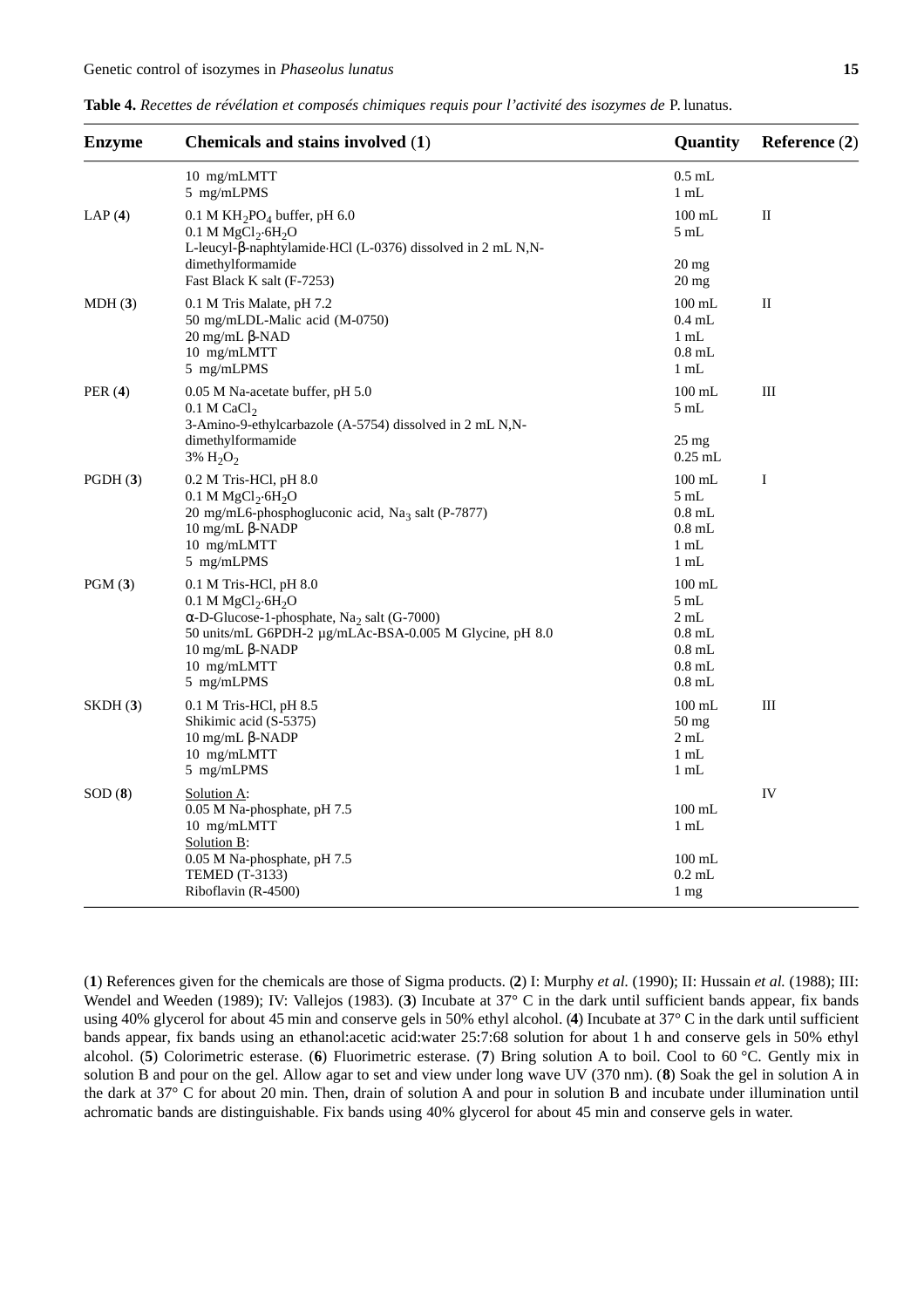**Table 4.** *Recettes de révélation et composés chimiques requis pour l'activité des isozymes de* P. lunatus.

| Enzyme | Chemicals and stains involved (1) | Quantity | Reference (2) |
|---|---|---|---|
| | 10 mg/mLMTT | 0.5 mL | |
| | 5 mg/mLPMS | 1 mL | |
| LAP (**4**) | 0.1 M $KH_2PO_4$ buffer, pH 6.0 | 100 mL | II |
| | 0.1 M $MgCl_2{\cdot}6H_2O$ | 5 mL | |
| | L-leucyl-β-naphtylamide·HCl (L-0376) dissolved in 2 mL N,N-dimethylformamide | 20 mg | |
| | Fast Black K salt (F-7253) | 20 mg | |
| MDH (**3**) | 0.1 M Tris Malate, pH 7.2 | 100 mL | II |
| | 50 mg/mLDL-Malic acid (M-0750) | 0.4 mL | |
| | 20 mg/mL β-NAD | 1 mL | |
| | 10 mg/mLMTT | 0.8 mL | |
| | 5 mg/mLPMS | 1 mL | |
| PER (**4**) | 0.05 M Na-acetate buffer, pH 5.0 | 100 mL | III |
| | 0.1 M $CaCl_2$ | 5 mL | |
| | 3-Amino-9-ethylcarbazole (A-5754) dissolved in 2 mL N,N-dimethylformamide | 25 mg | |
| | 3% $H_2O_2$ | 0.25 mL | |
| PGDH (**3**) | 0.2 M Tris-HCl, pH 8.0 | 100 mL | I |
| | 0.1 M $MgCl_2{\cdot}6H_2O$ | 5 mL | |
| | 20 mg/mL6-phosphogluconic acid, $Na_3$ salt (P-7877) | 0.8 mL | |
| | 10 mg/mL β-NADP | 0.8 mL | |
| | 10 mg/mLMTT | 1 mL | |
| | 5 mg/mLPMS | 1 mL | |
| PGM (**3**) | 0.1 M Tris-HCl, pH 8.0 | 100 mL | |
| | 0.1 M $MgCl_2{\cdot}6H_2O$ | 5 mL | |
| | α-D-Glucose-1-phosphate, $Na_2$ salt (G-7000) | 2 mL | |
| | 50 units/mL G6PDH-2 µg/mLAc-BSA-0.005 M Glycine, pH 8.0 | 0.8 mL | |
| | 10 mg/mL β-NADP | 0.8 mL | |
| | 10 mg/mLMTT | 0.8 mL | |
| | 5 mg/mLPMS | 0.8 mL | |
| SKDH (**3**) | 0.1 M Tris-HCl, pH 8.5 | 100 mL | III |
| | Shikimic acid (S-5375) | 50 mg | |
| | 10 mg/mL β-NADP | 2 mL | |
| | 10 mg/mLMTT | 1 mL | |
| | 5 mg/mLPMS | 1 mL | |
| SOD (**8**) | Solution A: | | IV |
| | 0.05 M Na-phosphate, pH 7.5 | 100 mL | |
| | 10 mg/mLMTT | 1 mL | |
| | Solution B: | | |
| | 0.05 M Na-phosphate, pH 7.5 | 100 mL | |
| | TEMED (T-3133) | 0.2 mL | |
| | Riboflavin (R-4500) | 1 mg | |

(**1**) References given for the chemicals are those of Sigma products. (**2**) I: Murphy *et al.* (1990); II: Hussain *et al.* (1988); III: Wendel and Weeden (1989); IV: Vallejos (1983). (**3**) Incubate at 37° C in the dark until sufficient bands appear, fix bands using 40% glycerol for about 45 min and conserve gels in 50% ethyl alcohol. (**4**) Incubate at 37° C in the dark until sufficient bands appear, fix bands using an ethanol:acetic acid:water 25:7:68 solution for about 1 h and conserve gels in 50% ethyl alcohol. (**5**) Colorimetric esterase. (**6**) Fluorimetric esterase. (**7**) Bring solution A to boil. Cool to 60 °C. Gently mix in solution B and pour on the gel. Allow agar to set and view under long wave UV (370 nm). (**8**) Soak the gel in solution A in the dark at 37° C for about 20 min. Then, drain of solution A and pour in solution B and incubate under illumination until achromatic bands are distinguishable. Fix bands using 40% glycerol for about 45 min and conserve gels in water.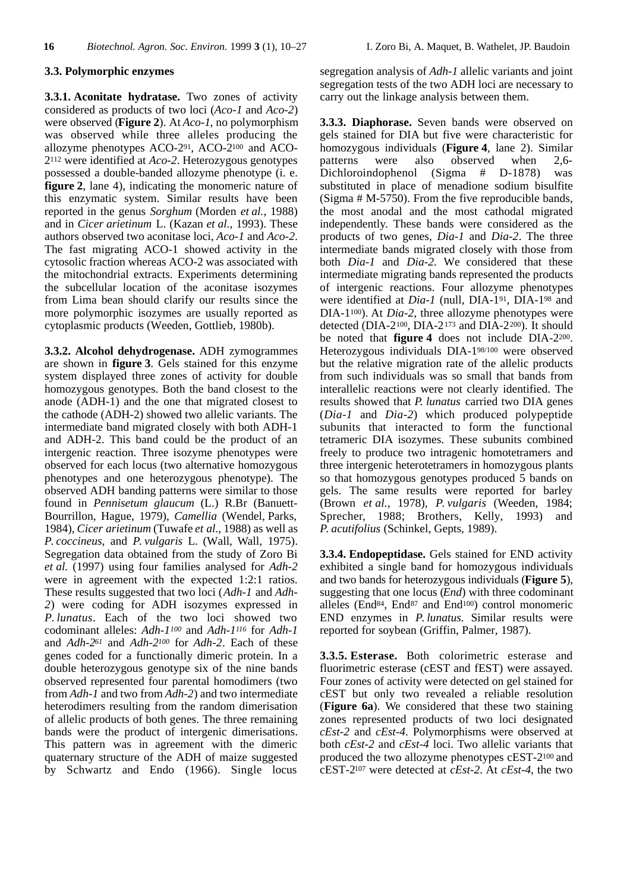### 3.3. Polymorphic enzymes

**3.3.1. Aconitate hydratase.** Two zones of activity considered as products of two loci (*Aco-1* and *Aco-2*) were observed (**Figure 2**). At *Aco-1*, no polymorphism was observed while three alleles producing the allozyme phenotypes ACO-$2^{91}$, ACO-$2^{100}$ and ACO-$2^{112}$ were identified at *Aco-2*. Heterozygous genotypes possessed a double-banded allozyme phenotype (i. e. **figure 2**, lane 4), indicating the monomeric nature of this enzymatic system. Similar results have been reported in the genus *Sorghum* (Morden *et al.*, 1988) and in *Cicer arietinum* L. (Kazan *et al.*, 1993). These authors observed two aconitase loci, *Aco-1* and *Aco-2*. The fast migrating ACO-1 showed activity in the cytosolic fraction whereas ACO-2 was associated with the mitochondrial extracts. Experiments determining the subcellular location of the aconitase isozymes from Lima bean should clarify our results since the more polymorphic isozymes are usually reported as cytoplasmic products (Weeden, Gottlieb, 1980b).

**3.3.2. Alcohol dehydrogenase.** ADH zymogrammes are shown in **figure 3**. Gels stained for this enzyme system displayed three zones of activity for double homozygous genotypes. Both the band closest to the anode (ADH-1) and the one that migrated closest to the cathode (ADH-2) showed two allelic variants. The intermediate band migrated closely with both ADH-1 and ADH-2. This band could be the product of an intergenic reaction. Three isozyme phenotypes were observed for each locus (two alternative homozygous phenotypes and one heterozygous phenotype). The observed ADH banding patterns were similar to those found in *Pennisetum glaucum* (L.) R.Br (Banuett-Bourrillon, Hague, 1979), *Camellia* (Wendel, Parks, 1984), *Cicer arietinum* (Tuwafe *et al.*, 1988) as well as *P. coccineus*, and *P. vulgaris* L. (Wall, Wall, 1975). Segregation data obtained from the study of Zoro Bi *et al.* (1997) using four families analysed for *Adh-2* were in agreement with the expected 1:2:1 ratios. These results suggested that two loci (*Adh-1* and *Adh-2*) were coding for ADH isozymes expressed in *P. lunatus*. Each of the two loci showed two codominant alleles: *Adh-$1^{100}$* and *Adh-$1^{116}$* for *Adh-1* and *Adh-$2^{61}$* and *Adh-$2^{100}$* for *Adh-2*. Each of these genes coded for a functionally dimeric protein. In a double heterozygous genotype six of the nine bands observed represented four parental homodimers (two from *Adh-1* and two from *Adh-2*) and two intermediate heterodimers resulting from the random dimerisation of allelic products of both genes. The three remaining bands were the product of intergenic dimerisations. This pattern was in agreement with the dimeric quaternary structure of the ADH of maize suggested by Schwartz and Endo (1966). Single locus segregation analysis of *Adh-1* allelic variants and joint segregation tests of the two ADH loci are necessary to carry out the linkage analysis between them.

**3.3.3. Diaphorase.** Seven bands were observed on gels stained for DIA but five were characteristic for homozygous individuals (**Figure 4**, lane 2). Similar patterns were also observed when 2,6-Dichloroindophenol (Sigma # D-1878) was substituted in place of menadione sodium bisulfite (Sigma # M-5750). From the five reproducible bands, the most anodal and the most cathodal migrated independently. These bands were considered as the products of two genes, *Dia-1* and *Dia-2*. The three intermediate bands migrated closely with those from both *Dia-1* and *Dia-2*. We considered that these intermediate migrating bands represented the products of intergenic reactions. Four allozyme phenotypes were identified at *Dia-1* (null, DIA-$1^{91}$, DIA-$1^{98}$ and DIA-$1^{100}$). At *Dia-2*, three allozyme phenotypes were detected (DIA-$2^{100}$, DIA-$2^{173}$ and DIA-$2^{200}$). It should be noted that **figure 4** does not include DIA-$2^{200}$. Heterozygous individuals DIA-$1^{98/100}$ were observed but the relative migration rate of the allelic products from such individuals was so small that bands from interallelic reactions were not clearly identified. The results showed that *P. lunatus* carried two DIA genes (*Dia-1* and *Dia-2*) which produced polypeptide subunits that interacted to form the functional tetrameric DIA isozymes. These subunits combined freely to produce two intragenic homotetramers and three intergenic heterotetramers in homozygous plants so that homozygous genotypes produced 5 bands on gels. The same results were reported for barley (Brown *et al.*, 1978), *P. vulgaris* (Weeden, 1984; Sprecher, 1988; Brothers, Kelly, 1993) and *P. acutifolius* (Schinkel, Gepts, 1989).

**3.3.4. Endopeptidase.** Gels stained for END activity exhibited a single band for homozygous individuals and two bands for heterozygous individuals (**Figure 5**), suggesting that one locus (*End*) with three codominant alleles (End$^{84}$, End$^{87}$ and End$^{100}$) control monomeric END enzymes in *P. lunatus.* Similar results were reported for soybean (Griffin, Palmer, 1987).

**3.3.5. Esterase.** Both colorimetric esterase and fluorimetric esterase (cEST and fEST) were assayed. Four zones of activity were detected on gel stained for cEST but only two revealed a reliable resolution (**Figure 6a**). We considered that these two staining zones represented products of two loci designated *cEst-2* and *cEst-4*. Polymorphisms were observed at both *cEst-2* and *cEst-4* loci. Two allelic variants that produced the two allozyme phenotypes cEST-$2^{100}$ and cEST-$2^{107}$ were detected at *cEst-2*. At *cEst-4*, the two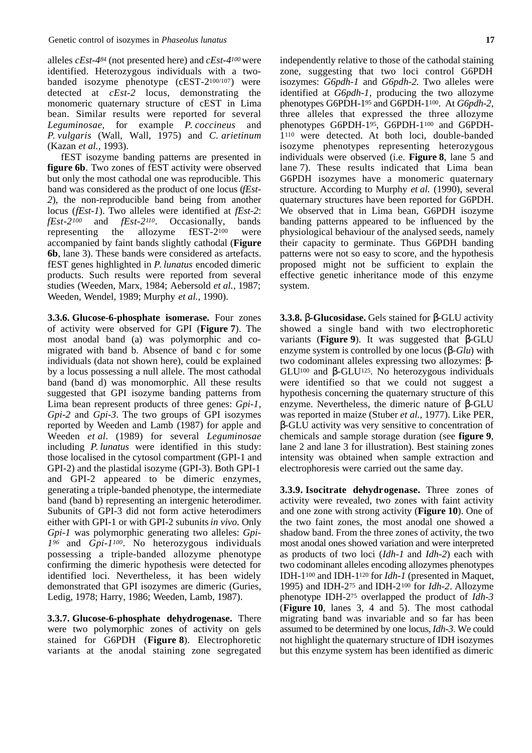alleles *cEst-4*$^{84}$ (not presented here) and *cEst-4*$^{100}$ were identified. Heterozygous individuals with a two-banded isozyme phenotype (cEST-2$^{100/107}$) were detected at *cEst-2* locus, demonstrating the monomeric quaternary structure of cEST in Lima bean. Similar results were reported for several *Leguminosae*, for example *P. coccineus* and *P. vulgaris* (Wall, Wall, 1975) and *C. arietinum* (Kazan *et al.*, 1993).

fEST isozyme banding patterns are presented in **figure 6b**. Two zones of fEST activity were observed but only the most cathodal one was reproducible. This band was considered as the product of one locus (*fEst-2*), the non-reproducible band being from another locus (*fEst-1*). Two alleles were identified at *fEst-2*: *fEst-2*$^{100}$ and *fEst-2*$^{110}$. Occasionally, bands representing the allozyme fEST-2$^{100}$ were accompanied by faint bands slightly cathodal (**Figure 6b**, lane 3). These bands were considered as artefacts. fEST genes highlighted in *P. lunatus* encoded dimeric products. Such results were reported from several studies (Weeden, Marx, 1984; Aebersold *et al.*, 1987; Weeden, Wendel, 1989; Murphy *et al.*, 1990).

**3.3.6. Glucose-6-phosphate isomerase.** Four zones of activity were observed for GPI (**Figure 7**). The most anodal band (a) was polymorphic and co-migrated with band b. Absence of band c for some individuals (data not shown here), could be explained by a locus possessing a null allele. The most cathodal band (band d) was monomorphic. All these results suggested that GPI isozyme banding patterns from Lima bean represent products of three genes: *Gpi-1*, *Gpi-2* and *Gpi-3*. The two groups of GPI isozymes reported by Weeden and Lamb (1987) for apple and Weeden *et al*. (1989) for several *Leguminosae* including *P. lunatus* were identified in this study: those localised in the cytosol compartment (GPI-1 and GPI-2) and the plastidal isozyme (GPI-3). Both GPI-1 and GPI-2 appeared to be dimeric enzymes, generating a triple-banded phenotype, the intermediate band (band b) representing an intergenic heterodimer. Subunits of GPI-3 did not form active heterodimers either with GPI-1 or with GPI-2 subunits *in vivo*. Only *Gpi-1* was polymorphic generating two alleles: *Gpi-1*$^{96}$ and *Gpi-1*$^{100}$. No heterozygous individuals possessing a triple-banded allozyme phenotype confirming the dimeric hypothesis were detected for identified loci. Nevertheless, it has been widely demonstrated that GPI isozymes are dimeric (Guries, Ledig, 1978; Harry, 1986; Weeden, Lamb, 1987).

**3.3.7. Glucose-6-phosphate dehydrogenase.** There were two polymorphic zones of activity on gels stained for G6PDH (**Figure 8**). Electrophoretic variants at the anodal staining zone segregated independently relative to those of the cathodal staining zone, suggesting that two loci control G6PDH isozymes: *G6pdh-1* and *G6pdh-2*. Two alleles were identified at *G6pdh-1*, producing the two allozyme phenotypes G6PDH-1$^{95}$ and G6PDH-1$^{100}$. At *G6pdh-2*, three alleles that expressed the three allozyme phenotypes G6PDH-1$^{95}$, G6PDH-1$^{100}$ and G6PDH-1$^{110}$ were detected. At both loci, double-banded isozyme phenotypes representing heterozygous individuals were observed (i.e. **Figure 8**, lane 5 and lane 7). These results indicated that Lima bean G6PDH isozymes have a monomeric quaternary structure. According to Murphy *et al.* (1990), several quaternary structures have been reported for G6PDH. We observed that in Lima bean, G6PDH isozyme banding patterns appeared to be influenced by the physiological behaviour of the analysed seeds, namely their capacity to germinate. Thus G6PDH banding patterns were not so easy to score, and the hypothesis proposed might not be sufficient to explain the effective genetic inheritance mode of this enzyme system.

**3.3.8. β-Glucosidase.** Gels stained for β-GLU activity showed a single band with two electrophoretic variants (**Figure 9**). It was suggested that β-GLU enzyme system is controlled by one locus (β-*Glu*) with two codominant alleles expressing two allozymes: β-GLU$^{100}$ and β-GLU$^{125}$. No heterozygous individuals were identified so that we could not suggest a hypothesis concerning the quaternary structure of this enzyme. Nevertheless, the dimeric nature of β-GLU was reported in maize (Stuber *et al.*, 1977). Like PER, β-GLU activity was very sensitive to concentration of chemicals and sample storage duration (see **figure 9**, lane 2 and lane 3 for illustration). Best staining zones intensity was obtained when sample extraction and electrophoresis were carried out the same day.

**3.3.9. Isocitrate dehydrogenase.** Three zones of activity were revealed, two zones with faint activity and one zone with strong activity (**Figure 10**). One of the two faint zones, the most anodal one showed a shadow band. From the three zones of activity, the two most anodal ones showed variation and were interpreted as products of two loci (*Idh-1* and *Idh-2*) each with two codominant alleles encoding allozymes phenotypes IDH-1$^{100}$ and IDH-1$^{120}$ for *Idh-1* (presented in Maquet, 1995) and IDH-2$^{75}$ and IDH-2$^{100}$ for *Idh-2*. Allozyme phenotype IDH-2$^{75}$ overlapped the product of *Idh-3* (**Figure 10**, lanes 3, 4 and 5). The most cathodal migrating band was invariable and so far has been assumed to be determined by one locus, *Idh-3*. We could not highlight the quaternary structure of IDH isozymes but this enzyme system has been identified as dimeric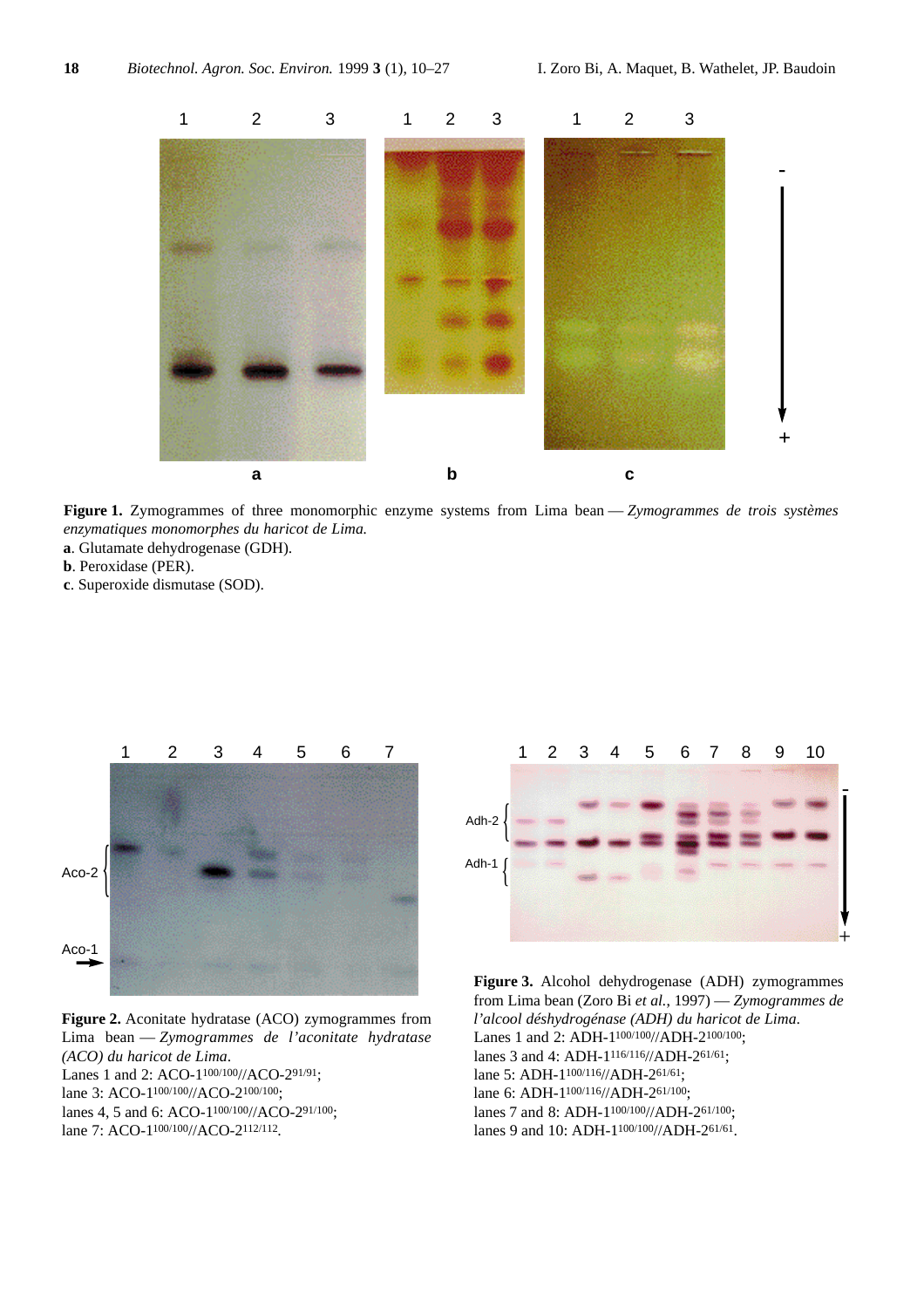**Figure 1.** Zymogrammes of three monomorphic enzyme systems from Lima bean — *Zymogrammes de trois systèmes enzymatiques monomorphes du haricot de Lima.*

**a**. Glutamate dehydrogenase (GDH).

**b**. Peroxidase (PER).

**c**. Superoxide dismutase (SOD).

**Figure 2.** Aconitate hydratase (ACO) zymogrammes from Lima bean — *Zymogrammes de l'aconitate hydratase (ACO) du haricot de Lima*.

Lanes 1 and 2: ACO-1$^{100/100}$//ACO-2$^{91/91}$;

lane 3: ACO-1$^{100/100}$//ACO-2$^{100/100}$;

lanes 4, 5 and 6: ACO-1$^{100/100}$//ACO-2$^{91/100}$;

lane 7: ACO-1$^{100/100}$//ACO-2$^{112/112}$.

**Figure 3.** Alcohol dehydrogenase (ADH) zymogrammes from Lima bean (Zoro Bi *et al.*, 1997) — *Zymogrammes de l'alcool déshydrogénase (ADH) du haricot de Lima.*

Lanes 1 and 2: ADH-1$^{100/100}$//ADH-2$^{100/100}$;

lanes 3 and 4: ADH-1$^{116/116}$//ADH-2$^{61/61}$;

lane 5: ADH-1$^{100/116}$//ADH-2$^{61/61}$;

lane 6: ADH-1$^{100/116}$//ADH-2$^{61/100}$;

lanes 7 and 8: ADH-1$^{100/100}$//ADH-2$^{61/100}$;

lanes 9 and 10: ADH-1$^{100/100}$//ADH-2$^{61/61}$.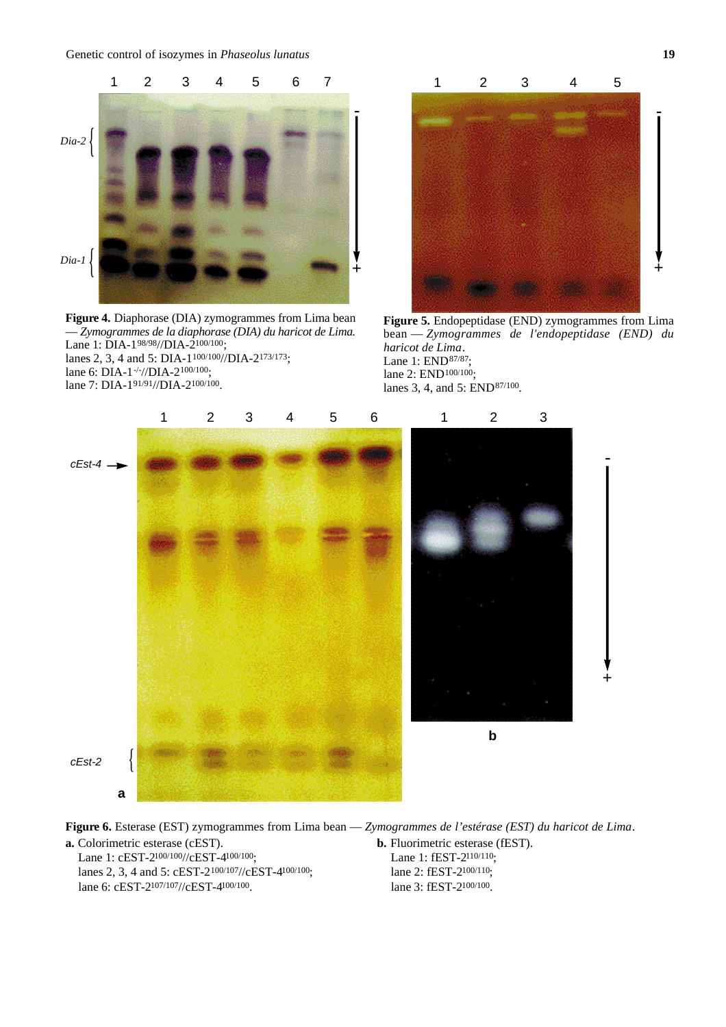**Figure 4.** Diaphorase (DIA) zymogrammes from Lima bean — *Zymogrammes de la diaphorase (DIA) du haricot de Lima.*
Lane 1: DIA-1$^{98/98}$//DIA-2$^{100/100}$;
lanes 2, 3, 4 and 5: DIA-1$^{100/100}$//DIA-2$^{173/173}$;
lane 6: DIA-1$^{-/-}$//DIA-2$^{100/100}$;
lane 7: DIA-1$^{91/91}$//DIA-2$^{100/100}$.

**Figure 5.** Endopeptidase (END) zymogrammes from Lima bean — *Zymogrammes de l'endopeptidase (END) du haricot de Lima*.
Lane 1: END$^{87/87}$;
lane 2: END$^{100/100}$;
lanes 3, 4, and 5: END$^{87/100}$.

**Figure 6.** Esterase (EST) zymogrammes from Lima bean — *Zymogrammes de l'estérase (EST) du haricot de Lima*.

**a.** Colorimetric esterase (cEST).
Lane 1: cEST-2$^{100/100}$//cEST-4$^{100/100}$;
lanes 2, 3, 4 and 5: cEST-2$^{100/107}$//cEST-4$^{100/100}$;
lane 6: cEST-2$^{107/107}$//cEST-4$^{100/100}$.

**b.** Fluorimetric esterase (fEST).
Lane 1: fEST-2$^{110/110}$;
lane 2: fEST-2$^{100/110}$;
lane 3: fEST-2$^{100/100}$.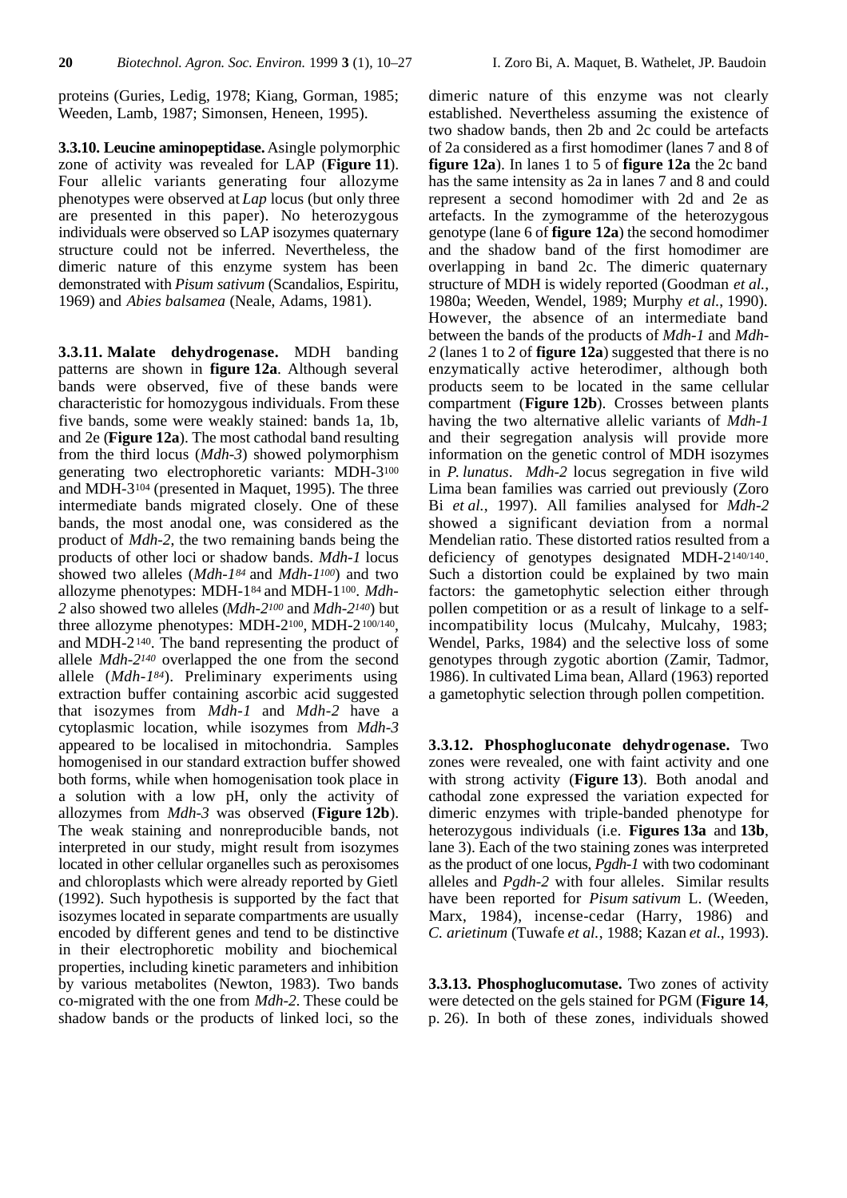proteins (Guries, Ledig, 1978; Kiang, Gorman, 1985; Weeden, Lamb, 1987; Simonsen, Heneen, 1995).

**3.3.10. Leucine aminopeptidase.** A single polymorphic zone of activity was revealed for LAP (**Figure 11**). Four allelic variants generating four allozyme phenotypes were observed at *Lap* locus (but only three are presented in this paper). No heterozygous individuals were observed so LAP isozymes quaternary structure could not be inferred. Nevertheless, the dimeric nature of this enzyme system has been demonstrated with *Pisum sativum* (Scandalios, Espiritu, 1969) and *Abies balsamea* (Neale, Adams, 1981).

**3.3.11. Malate dehydrogenase.** MDH banding patterns are shown in **figure 12a**. Although several bands were observed, five of these bands were characteristic for homozygous individuals. From these five bands, some were weakly stained: bands 1a, 1b, and 2e (**Figure 12a**). The most cathodal band resulting from the third locus (*Mdh-3*) showed polymorphism generating two electrophoretic variants: MDH-$3^{100}$ and MDH-$3^{104}$ (presented in Maquet, 1995). The three intermediate bands migrated closely. One of these bands, the most anodal one, was considered as the product of *Mdh-2*, the two remaining bands being the products of other loci or shadow bands. *Mdh-1* locus showed two alleles (*Mdh-1*$^{84}$ and *Mdh-1*$^{100}$) and two allozyme phenotypes: MDH-$1^{84}$ and MDH-$1^{100}$. *Mdh-2* also showed two alleles (*Mdh-2*$^{100}$ and *Mdh-2*$^{140}$) but three allozyme phenotypes: MDH-$2^{100}$, MDH-$2^{100/140}$, and MDH-$2^{140}$. The band representing the product of allele *Mdh-2*$^{140}$ overlapped the one from the second allele (*Mdh-1*$^{84}$). Preliminary experiments using extraction buffer containing ascorbic acid suggested that isozymes from *Mdh-1* and *Mdh-2* have a cytoplasmic location, while isozymes from *Mdh-3* appeared to be localised in mitochondria. Samples homogenised in our standard extraction buffer showed both forms, while when homogenisation took place in a solution with a low pH, only the activity of allozymes from *Mdh-3* was observed (**Figure 12b**). The weak staining and nonreproducible bands, not interpreted in our study, might result from isozymes located in other cellular organelles such as peroxisomes and chloroplasts which were already reported by Gietl (1992). Such hypothesis is supported by the fact that isozymes located in separate compartments are usually encoded by different genes and tend to be distinctive in their electrophoretic mobility and biochemical properties, including kinetic parameters and inhibition by various metabolites (Newton, 1983). Two bands co-migrated with the one from *Mdh-2*. These could be shadow bands or the products of linked loci, so the dimeric nature of this enzyme was not clearly established. Nevertheless assuming the existence of two shadow bands, then 2b and 2c could be artefacts of 2a considered as a first homodimer (lanes 7 and 8 of **figure 12a**). In lanes 1 to 5 of **figure 12a** the 2c band has the same intensity as 2a in lanes 7 and 8 and could represent a second homodimer with 2d and 2e as artefacts. In the zymogramme of the heterozygous genotype (lane 6 of **figure 12a**) the second homodimer and the shadow band of the first homodimer are overlapping in band 2c. The dimeric quaternary structure of MDH is widely reported (Goodman *et al.*, 1980a; Weeden, Wendel, 1989; Murphy *et al.*, 1990). However, the absence of an intermediate band between the bands of the products of *Mdh-1* and *Mdh-2* (lanes 1 to 2 of **figure 12a**) suggested that there is no enzymatically active heterodimer, although both products seem to be located in the same cellular compartment (**Figure 12b**). Crosses between plants having the two alternative allelic variants of *Mdh-1* and their segregation analysis will provide more information on the genetic control of MDH isozymes in *P. lunatus*. *Mdh-2* locus segregation in five wild Lima bean families was carried out previously (Zoro Bi *et al.*, 1997). All families analysed for *Mdh-2* showed a significant deviation from a normal Mendelian ratio. These distorted ratios resulted from a deficiency of genotypes designated MDH-$2^{140/140}$. Such a distortion could be explained by two main factors: the gametophytic selection either through pollen competition or as a result of linkage to a self-incompatibility locus (Mulcahy, Mulcahy, 1983; Wendel, Parks, 1984) and the selective loss of some genotypes through zygotic abortion (Zamir, Tadmor, 1986). In cultivated Lima bean, Allard (1963) reported a gametophytic selection through pollen competition.

**3.3.12. Phosphogluconate dehydrogenase.** Two zones were revealed, one with faint activity and one with strong activity (**Figure 13**). Both anodal and cathodal zone expressed the variation expected for dimeric enzymes with triple-banded phenotype for heterozygous individuals (i.e. **Figures 13a** and **13b**, lane 3). Each of the two staining zones was interpreted as the product of one locus, *Pgdh-1* with two codominant alleles and *Pgdh-2* with four alleles. Similar results have been reported for *Pisum sativum* L. (Weeden, Marx, 1984), incense-cedar (Harry, 1986) and *C. arietinum* (Tuwafe *et al.*, 1988; Kazan *et al.*, 1993).

**3.3.13. Phosphoglucomutase.** Two zones of activity were detected on the gels stained for PGM (**Figure 14**, p. 26). In both of these zones, individuals showed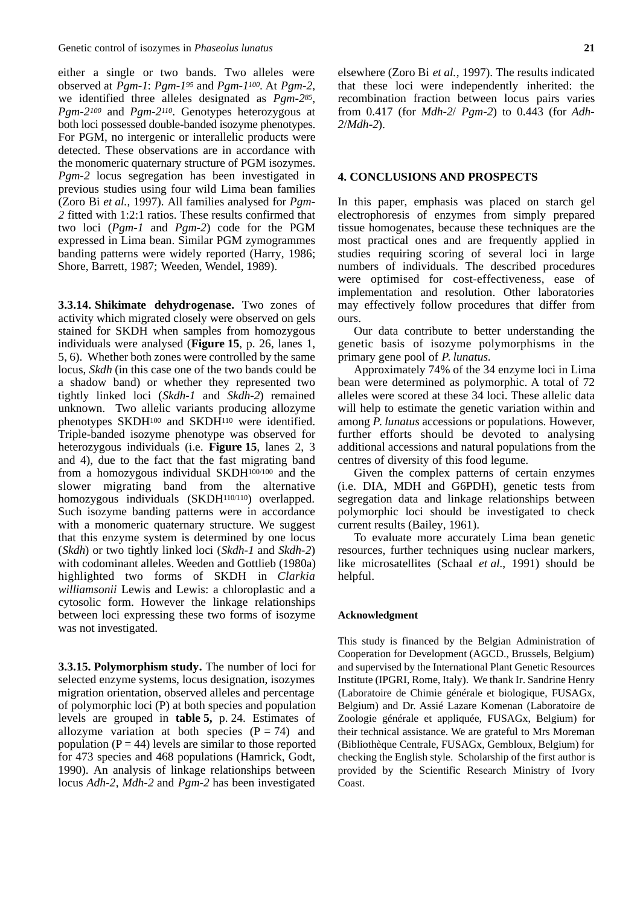either a single or two bands. Two alleles were observed at *Pgm-1*: *Pgm-1*$^{95}$ and *Pgm-1*$^{100}$. At *Pgm-2*, we identified three alleles designated as *Pgm-2*$^{85}$, *Pgm-2*$^{100}$ and *Pgm-2*$^{110}$. Genotypes heterozygous at both loci possessed double-banded isozyme phenotypes. For PGM, no intergenic or interallelic products were detected. These observations are in accordance with the monomeric quaternary structure of PGM isozymes. *Pgm-2* locus segregation has been investigated in previous studies using four wild Lima bean families (Zoro Bi *et al.*, 1997). All families analysed for *Pgm-2* fitted with 1:2:1 ratios. These results confirmed that two loci (*Pgm-1* and *Pgm-2*) code for the PGM expressed in Lima bean. Similar PGM zymogrammes banding patterns were widely reported (Harry, 1986; Shore, Barrett, 1987; Weeden, Wendel, 1989).

**3.3.14. Shikimate dehydrogenase.** Two zones of activity which migrated closely were observed on gels stained for SKDH when samples from homozygous individuals were analysed (**Figure 15**, p. 26, lanes 1, 5, 6). Whether both zones were controlled by the same locus, *Skdh* (in this case one of the two bands could be a shadow band) or whether they represented two tightly linked loci (*Skdh-1* and *Skdh-2*) remained unknown. Two allelic variants producing allozyme phenotypes SKDH$^{100}$ and SKDH$^{110}$ were identified. Triple-banded isozyme phenotype was observed for heterozygous individuals (i.e. **Figure 15**, lanes 2, 3 and 4), due to the fact that the fast migrating band from a homozygous individual SKDH$^{100/100}$ and the slower migrating band from the alternative homozygous individuals (SKDH$^{110/110}$) overlapped. Such isozyme banding patterns were in accordance with a monomeric quaternary structure. We suggest that this enzyme system is determined by one locus (*Skdh*) or two tightly linked loci (*Skdh-1* and *Skdh-2*) with codominant alleles. Weeden and Gottlieb (1980a) highlighted two forms of SKDH in *Clarkia williamsonii* Lewis and Lewis: a chloroplastic and a cytosolic form. However the linkage relationships between loci expressing these two forms of isozyme was not investigated.

**3.3.15. Polymorphism study.** The number of loci for selected enzyme systems, locus designation, isozymes migration orientation, observed alleles and percentage of polymorphic loci (P) at both species and population levels are grouped in **table 5,** p. 24. Estimates of allozyme variation at both species ($P = 74$) and population ($P = 44$) levels are similar to those reported for 473 species and 468 populations (Hamrick, Godt, 1990). An analysis of linkage relationships between locus *Adh-2*, *Mdh-2* and *Pgm-2* has been investigated elsewhere (Zoro Bi *et al.*, 1997). The results indicated that these loci were independently inherited: the recombination fraction between locus pairs varies from 0.417 (for *Mdh-2*/ *Pgm-2*) to 0.443 (for *Adh-2*/*Mdh-2*).

## 4. CONCLUSIONS AND PROSPECTS

In this paper, emphasis was placed on starch gel electrophoresis of enzymes from simply prepared tissue homogenates, because these techniques are the most practical ones and are frequently applied in studies requiring scoring of several loci in large numbers of individuals. The described procedures were optimised for cost-effectiveness, ease of implementation and resolution. Other laboratories may effectively follow procedures that differ from ours.

Our data contribute to better understanding the genetic basis of isozyme polymorphisms in the primary gene pool of *P. lunatus.*

Approximately 74% of the 34 enzyme loci in Lima bean were determined as polymorphic. A total of 72 alleles were scored at these 34 loci. These allelic data will help to estimate the genetic variation within and among *P. lunatus* accessions or populations. However, further efforts should be devoted to analysing additional accessions and natural populations from the centres of diversity of this food legume.

Given the complex patterns of certain enzymes (i.e. DIA, MDH and G6PDH), genetic tests from segregation data and linkage relationships between polymorphic loci should be investigated to check current results (Bailey, 1961).

To evaluate more accurately Lima bean genetic resources, further techniques using nuclear markers, like microsatellites (Schaal *et al.*, 1991) should be helpful.

#### Acknowledgment

This study is financed by the Belgian Administration of Cooperation for Development (AGCD., Brussels, Belgium) and supervised by the International Plant Genetic Resources Institute (IPGRI, Rome, Italy). We thank Ir. Sandrine Henry (Laboratoire de Chimie générale et biologique, FUSAGx, Belgium) and Dr. Assié Lazare Komenan (Laboratoire de Zoologie générale et appliquée, FUSAGx, Belgium) for their technical assistance. We are grateful to Mrs Moreman (Bibliothèque Centrale, FUSAGx, Gembloux, Belgium) for checking the English style. Scholarship of the first author is provided by the Scientific Research Ministry of Ivory Coast.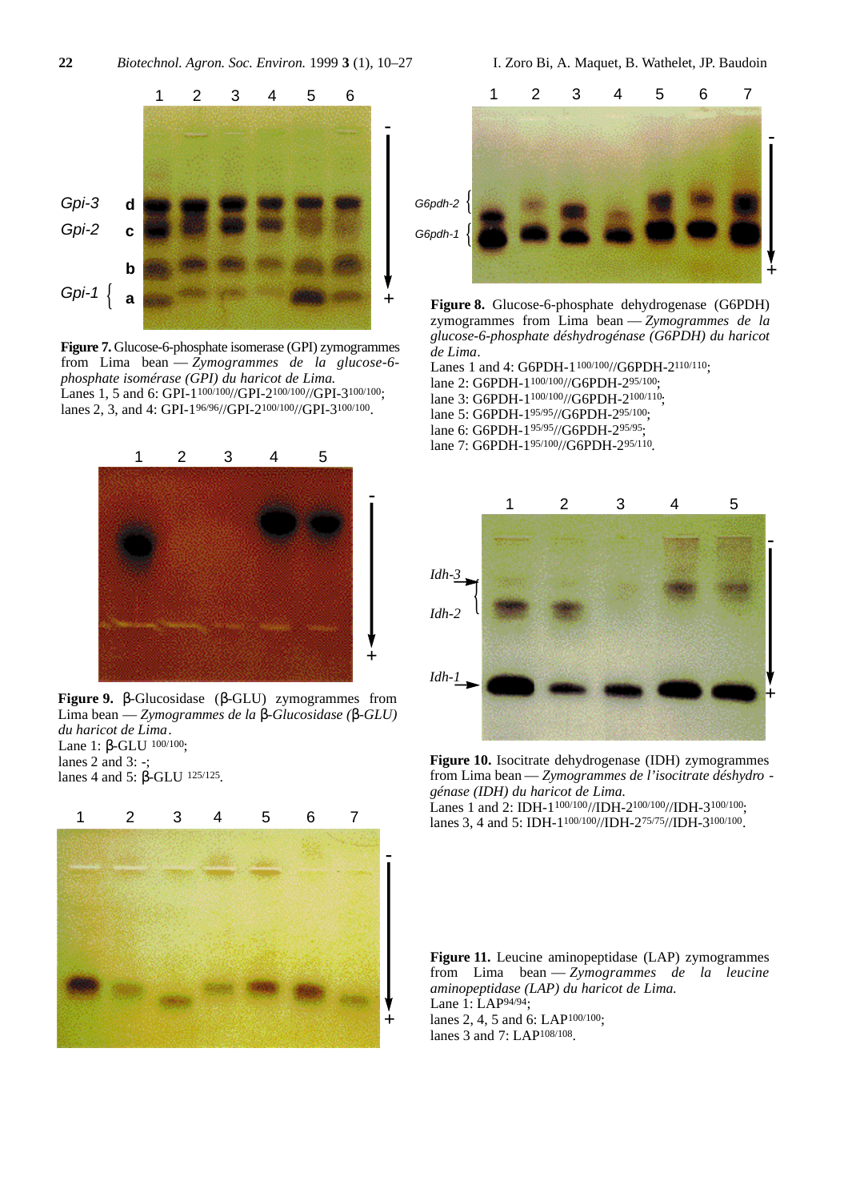**Figure 7.** Glucose-6-phosphate isomerase (GPI) zymogrammes from Lima bean — *Zymogrammes de la glucose-6-phosphate isomérase (GPI) du haricot de Lima.*
Lanes 1, 5 and 6: GPI-1$^{100/100}$//GPI-2$^{100/100}$//GPI-3$^{100/100}$;
lanes 2, 3, and 4: GPI-1$^{96/96}$//GPI-2$^{100/100}$//GPI-3$^{100/100}$.

**Figure 8.** Glucose-6-phosphate dehydrogenase (G6PDH) zymogrammes from Lima bean — *Zymogrammes de la glucose-6-phosphate déshydrogénase (G6PDH) du haricot de Lima*.
Lanes 1 and 4: G6PDH-1$^{100/100}$//G6PDH-2$^{110/110}$;
lane 2: G6PDH-1$^{100/100}$//G6PDH-2$^{95/100}$;
lane 3: G6PDH-1$^{100/100}$//G6PDH-2$^{100/110}$;
lane 5: G6PDH-1$^{95/95}$//G6PDH-2$^{95/100}$;
lane 6: G6PDH-1$^{95/95}$//G6PDH-2$^{95/95}$;
lane 7: G6PDH-1$^{95/100}$//G6PDH-2$^{95/110}$.

**Figure 9.** β-Glucosidase (β-GLU) zymogrammes from Lima bean — *Zymogrammes de la β-Glucosidase (β-GLU) du haricot de Lima*.
Lane 1: β-GLU $^{100/100}$;
lanes 2 and 3: -;
lanes 4 and 5: β-GLU $^{125/125}$.

**Figure 10.** Isocitrate dehydrogenase (IDH) zymogrammes from Lima bean — *Zymogrammes de l'isocitrate déshydro - génase (IDH) du haricot de Lima.*
Lanes 1 and 2: IDH-1$^{100/100}$//IDH-2$^{100/100}$//IDH-3$^{100/100}$;
lanes 3, 4 and 5: IDH-1$^{100/100}$//IDH-2$^{75/75}$//IDH-3$^{100/100}$.

**Figure 11.** Leucine aminopeptidase (LAP) zymogrammes from Lima bean — *Zymogrammes de la leucine aminopeptidase (LAP) du haricot de Lima.*
Lane 1: LAP$^{94/94}$;
lanes 2, 4, 5 and 6: LAP$^{100/100}$;
lanes 3 and 7: LAP$^{108/108}$.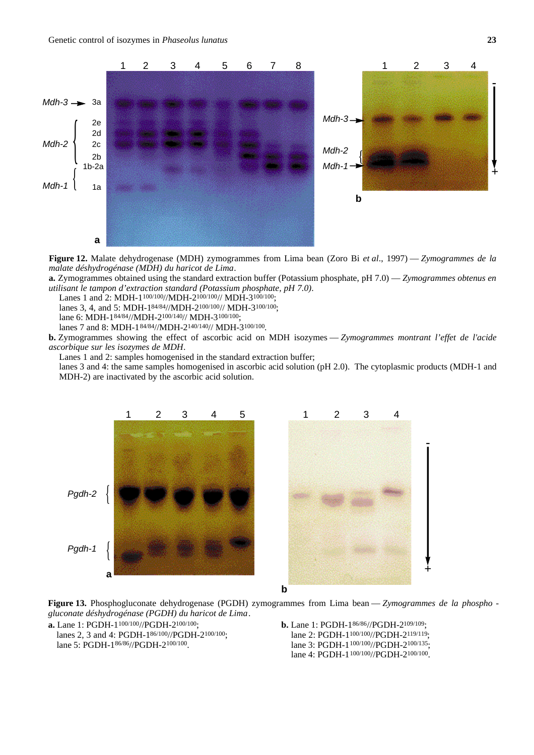**Figure 12.** Malate dehydrogenase (MDH) zymogrammes from Lima bean (Zoro Bi *et al*., 1997) — *Zymogrammes de la malate déshydrogénase (MDH) du haricot de Lima*.

**a.** Zymogrammes obtained using the standard extraction buffer (Potassium phosphate, pH 7.0) — *Zymogrammes obtenus en utilisant le tampon d'extraction standard (Potassium phosphate, pH 7.0)*.

Lanes 1 and 2: MDH-1$^{100/100}$//MDH-2$^{100/100}$// MDH-3$^{100/100}$;
lanes 3, 4, and 5: MDH-1$^{84/84}$//MDH-2$^{100/100}$// MDH-3$^{100/100}$;
lane 6: MDH-1$^{84/84}$//MDH-2$^{100/140}$// MDH-3$^{100/100}$;
lanes 7 and 8: MDH-1$^{84/84}$//MDH-2$^{140/140}$// MDH-3$^{100/100}$.

**b.** Zymogrammes showing the effect of ascorbic acid on MDH isozymes — *Zymogrammes montrant l'effet de l'acide ascorbique sur les isozymes de MDH*.

Lanes 1 and 2: samples homogenised in the standard extraction buffer;
lanes 3 and 4: the same samples homogenised in ascorbic acid solution (pH 2.0). The cytoplasmic products (MDH-1 and MDH-2) are inactivated by the ascorbic acid solution.

**Figure 13.** Phosphogluconate dehydrogenase (PGDH) zymogrammes from Lima bean — *Zymogrammes de la phospho-gluconate déshydrogénase (PGDH) du haricot de Lima*.

**a.** Lane 1: PGDH-1$^{100/100}$//PGDH-2$^{100/100}$;
lanes 2, 3 and 4: PGDH-1$^{86/100}$//PGDH-2$^{100/100}$;
lane 5: PGDH-1$^{86/86}$//PGDH-2$^{100/100}$.

**b.** Lane 1: PGDH-1$^{86/86}$//PGDH-2$^{109/109}$;
lane 2: PGDH-1$^{100/100}$//PGDH-2$^{119/119}$;
lane 3: PGDH-1$^{100/100}$//PGDH-2$^{100/135}$;
lane 4: PGDH-1$^{100/100}$//PGDH-2$^{100/100}$.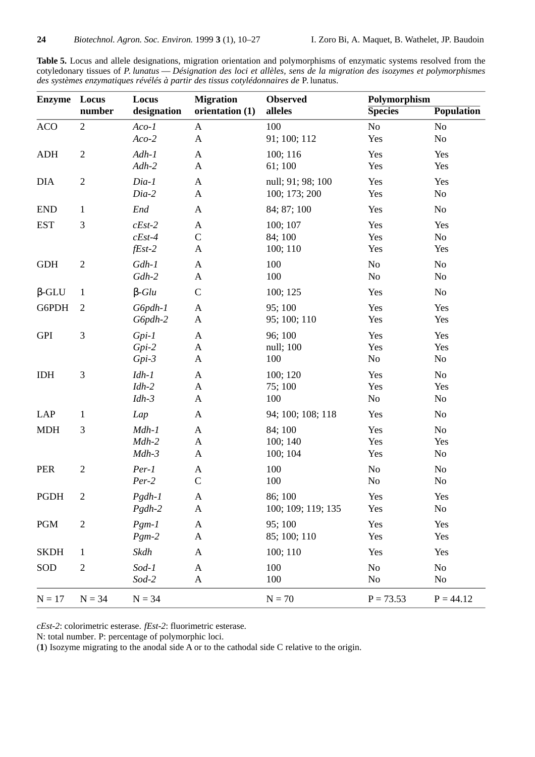**Table 5.** Locus and allele designations, migration orientation and polymorphisms of enzymatic systems resolved from the cotyledonary tissues of *P. lunatus* — *Désignation des loci et allèles, sens de la migration des isozymes et polymorphismes des systèmes enzymatiques révélés à partir des tissus cotylédonnaires de* P. lunatus.

| Enzyme | Locus number | Locus designation | Migration orientation (1) | Observed alleles | Polymorphism | |
|---|---|---|---|---|---|---|
| | | | | | Species | Population |
| ACO | 2 | *Aco-1* | A | 100 | No | No |
| | | *Aco-2* | A | 91; 100; 112 | Yes | No |
| ADH | 2 | *Adh-1* | A | 100; 116 | Yes | Yes |
| | | *Adh-2* | A | 61; 100 | Yes | Yes |
| DIA | 2 | *Dia-1* | A | null; 91; 98; 100 | Yes | Yes |
| | | *Dia-2* | A | 100; 173; 200 | Yes | No |
| END | 1 | *End* | A | 84; 87; 100 | Yes | No |
| EST | 3 | *cEst-2* | A | 100; 107 | Yes | Yes |
| | | *cEst-4* | C | 84; 100 | Yes | No |
| | | *fEst-2* | A | 100; 110 | Yes | Yes |
| GDH | 2 | *Gdh-1* | A | 100 | No | No |
| | | *Gdh-2* | A | 100 | No | No |
| β-GLU | 1 | β-*Glu* | C | 100; 125 | Yes | No |
| G6PDH | 2 | *G6pdh-1* | A | 95; 100 | Yes | Yes |
| | | *G6pdh-2* | A | 95; 100; 110 | Yes | Yes |
| GPI | 3 | *Gpi-1* | A | 96; 100 | Yes | Yes |
| | | *Gpi-2* | A | null; 100 | Yes | Yes |
| | | *Gpi-3* | A | 100 | No | No |
| IDH | 3 | *Idh-1* | A | 100; 120 | Yes | No |
| | | *Idh-2* | A | 75; 100 | Yes | Yes |
| | | *Idh-3* | A | 100 | No | No |
| LAP | 1 | *Lap* | A | 94; 100; 108; 118 | Yes | No |
| MDH | 3 | *Mdh-1* | A | 84; 100 | Yes | No |
| | | *Mdh-2* | A | 100; 140 | Yes | Yes |
| | | *Mdh-3* | A | 100; 104 | Yes | No |
| PER | 2 | *Per-1* | A | 100 | No | No |
| | | *Per-2* | C | 100 | No | No |
| PGDH | 2 | *Pgdh-1* | A | 86; 100 | Yes | Yes |
| | | *Pgdh-2* | A | 100; 109; 119; 135 | Yes | No |
| PGM | 2 | *Pgm-1* | A | 95; 100 | Yes | Yes |
| | | *Pgm-2* | A | 85; 100; 110 | Yes | Yes |
| SKDH | 1 | *Skdh* | A | 100; 110 | Yes | Yes |
| SOD | 2 | *Sod-1* | A | 100 | No | No |
| | | *Sod-2* | A | 100 | No | No |
| N = 17 | N = 34 | N = 34 | | N = 70 | P = 73.53 | P = 44.12 |

*cEst-2*: colorimetric esterase. *fEst-2*: fluorimetric esterase.
N: total number. P: percentage of polymorphic loci.
(**1**) Isozyme migrating to the anodal side A or to the cathodal side C relative to the origin.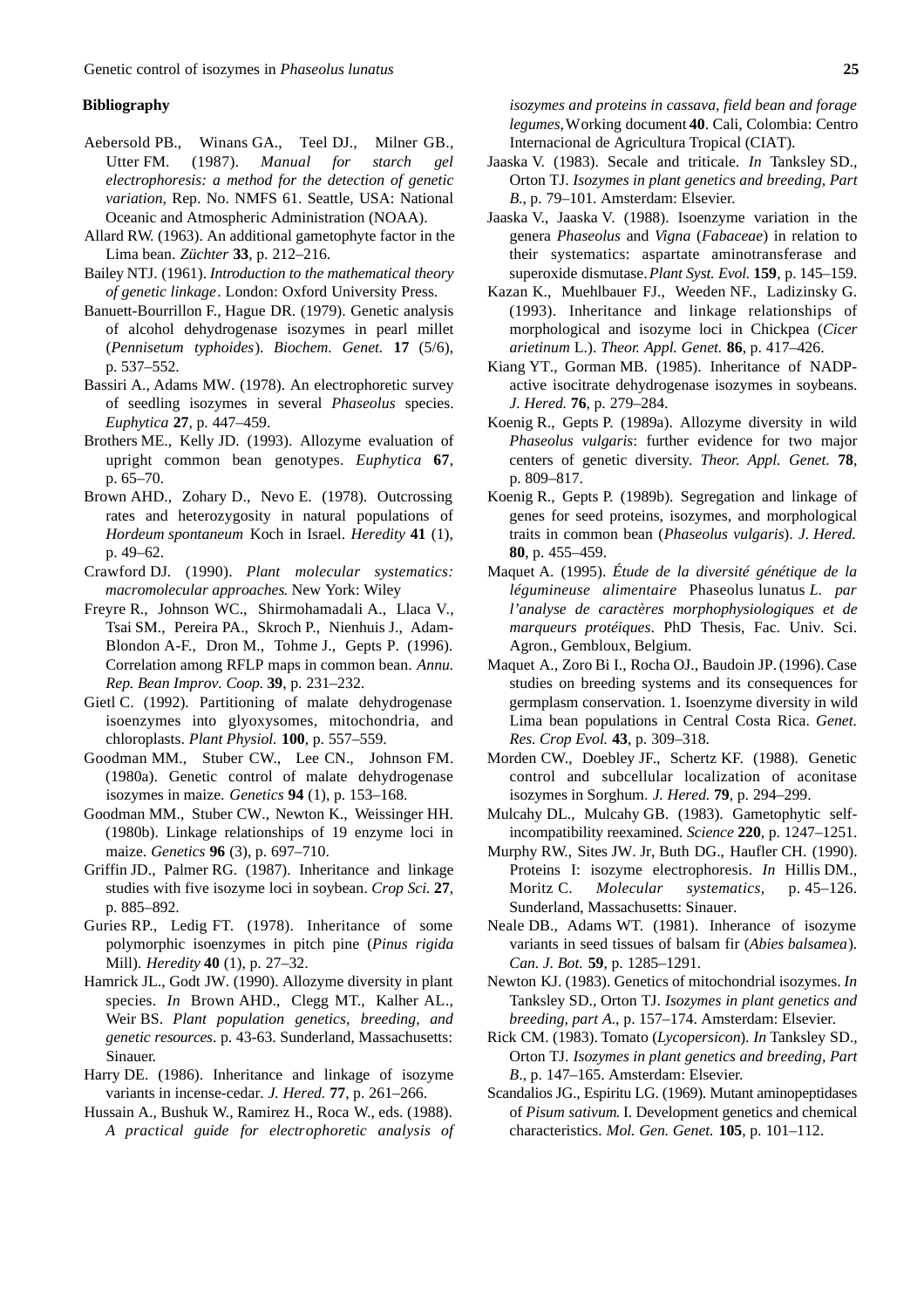## Bibliography

Aebersold PB., Winans GA., Teel DJ., Milner GB., Utter FM. (1987). *Manual for starch gel electrophoresis: a method for the detection of genetic variation,* Rep. No. NMFS 61. Seattle, USA: National Oceanic and Atmospheric Administration (NOAA).

Allard RW. (1963). An additional gametophyte factor in the Lima bean. *Züchter* **33**, p. 212–216.

Bailey NTJ. (1961). *Introduction to the mathematical theory of genetic linkage*. London: Oxford University Press.

Banuett-Bourrillon F., Hague DR. (1979). Genetic analysis of alcohol dehydrogenase isozymes in pearl millet (*Pennisetum typhoides*). *Biochem. Genet.* **17** (5/6), p. 537–552.

Bassiri A., Adams MW. (1978). An electrophoretic survey of seedling isozymes in several *Phaseolus* species. *Euphytica* **27**, p. 447–459.

Brothers ME., Kelly JD. (1993). Allozyme evaluation of upright common bean genotypes. *Euphytica* **67**, p. 65–70.

Brown AHD., Zohary D., Nevo E. (1978). Outcrossing rates and heterozygosity in natural populations of *Hordeum spontaneum* Koch in Israel. *Heredity* **41** (1), p. 49–62.

Crawford DJ. (1990). *Plant molecular systematics: macromolecular approaches*. New York: Wiley

Freyre R., Johnson WC., Shirmohamadali A., Llaca V., Tsai SM., Pereira PA., Skroch P., Nienhuis J., Adam-Blondon A-F., Dron M., Tohme J., Gepts P. (1996). Correlation among RFLP maps in common bean. *Annu. Rep. Bean Improv. Coop.* **39**, p. 231–232.

Gietl C. (1992). Partitioning of malate dehydrogenase isoenzymes into glyoxysomes, mitochondria, and chloroplasts. *Plant Physiol.* **100**, p. 557–559.

Goodman MM., Stuber CW., Lee CN., Johnson FM. (1980a). Genetic control of malate dehydrogenase isozymes in maize. *Genetics* **94** (1), p. 153–168.

Goodman MM., Stuber CW., Newton K., Weissinger HH. (1980b). Linkage relationships of 19 enzyme loci in maize. *Genetics* **96** (3), p. 697–710.

Griffin JD., Palmer RG. (1987). Inheritance and linkage studies with five isozyme loci in soybean. *Crop Sci.* **27**, p. 885–892.

Guries RP., Ledig FT. (1978). Inheritance of some polymorphic isoenzymes in pitch pine (*Pinus rigida* Mill). *Heredity* **40** (1), p. 27–32.

Hamrick JL., Godt JW. (1990). Allozyme diversity in plant species. *In* Brown AHD., Clegg MT., Kalher AL., Weir BS. *Plant population genetics, breeding, and genetic resources*. p. 43-63. Sunderland, Massachusetts: Sinauer.

Harry DE. (1986). Inheritance and linkage of isozyme variants in incense-cedar. *J. Hered.* **77**, p. 261–266.

Hussain A., Bushuk W., Ramirez H., Roca W., eds. (1988). *A practical guide for electrophoretic analysis of isozymes and proteins in cassava, field bean and forage legumes,* Working document **40**. Cali, Colombia: Centro Internacional de Agricultura Tropical (CIAT).

Jaaska V. (1983). Secale and triticale. *In* Tanksley SD., Orton TJ. *Isozymes in plant genetics and breeding, Part B.*, p. 79–101. Amsterdam: Elsevier.

Jaaska V., Jaaska V. (1988). Isoenzyme variation in the genera *Phaseolus* and *Vigna* (*Fabaceae*) in relation to their systematics: aspartate aminotransferase and superoxide dismutase. *Plant Syst. Evol.* **159**, p. 145–159.

Kazan K., Muehlbauer FJ., Weeden NF., Ladizinsky G. (1993). Inheritance and linkage relationships of morphological and isozyme loci in Chickpea (*Cicer arietinum* L.). *Theor. Appl. Genet.* **86**, p. 417–426.

Kiang YT., Gorman MB. (1985). Inheritance of NADP-active isocitrate dehydrogenase isozymes in soybeans. *J. Hered.* **76**, p. 279–284.

Koenig R., Gepts P. (1989a). Allozyme diversity in wild *Phaseolus vulgaris*: further evidence for two major centers of genetic diversity. *Theor. Appl. Genet.* **78**, p. 809–817.

Koenig R., Gepts P. (1989b). Segregation and linkage of genes for seed proteins, isozymes, and morphological traits in common bean (*Phaseolus vulgaris*). *J. Hered.* **80**, p. 455–459.

Maquet A. (1995). *Étude de la diversité génétique de la légumineuse alimentaire* Phaseolus lunatus *L. par l'analyse de caractères morphophysiologiques et de marqueurs protéiques*. PhD Thesis, Fac. Univ. Sci. Agron., Gembloux, Belgium.

Maquet A., Zoro Bi I., Rocha OJ., Baudoin JP. (1996). Case studies on breeding systems and its consequences for germplasm conservation. 1. Isoenzyme diversity in wild Lima bean populations in Central Costa Rica. *Genet. Res. Crop Evol.* **43**, p. 309–318.

Morden CW., Doebley JF., Schertz KF. (1988). Genetic control and subcellular localization of aconitase isozymes in Sorghum. *J. Hered.* **79**, p. 294–299.

Mulcahy DL., Mulcahy GB. (1983). Gametophytic self-incompatibility reexamined. *Science* **220**, p. 1247–1251.

Murphy RW., Sites JW. Jr, Buth DG., Haufler CH. (1990). Proteins I: isozyme electrophoresis. *In* Hillis DM., Moritz C. *Molecular systematics,* p. 45–126. Sunderland, Massachusetts: Sinauer.

Neale DB., Adams WT. (1981). Inherance of isozyme variants in seed tissues of balsam fir (*Abies balsamea*). *Can. J. Bot.* **59**, p. 1285–1291.

Newton KJ. (1983). Genetics of mitochondrial isozymes. *In* Tanksley SD., Orton TJ. *Isozymes in plant genetics and breeding, part A.*, p. 157–174. Amsterdam: Elsevier.

Rick CM. (1983). Tomato (*Lycopersicon*). *In* Tanksley SD., Orton TJ. *Isozymes in plant genetics and breeding, Part B.*, p. 147–165. Amsterdam: Elsevier.

Scandalios JG., Espiritu LG. (1969). Mutant aminopeptidases of *Pisum sativum*. I. Development genetics and chemical characteristics. *Mol. Gen. Genet.* **105**, p. 101–112.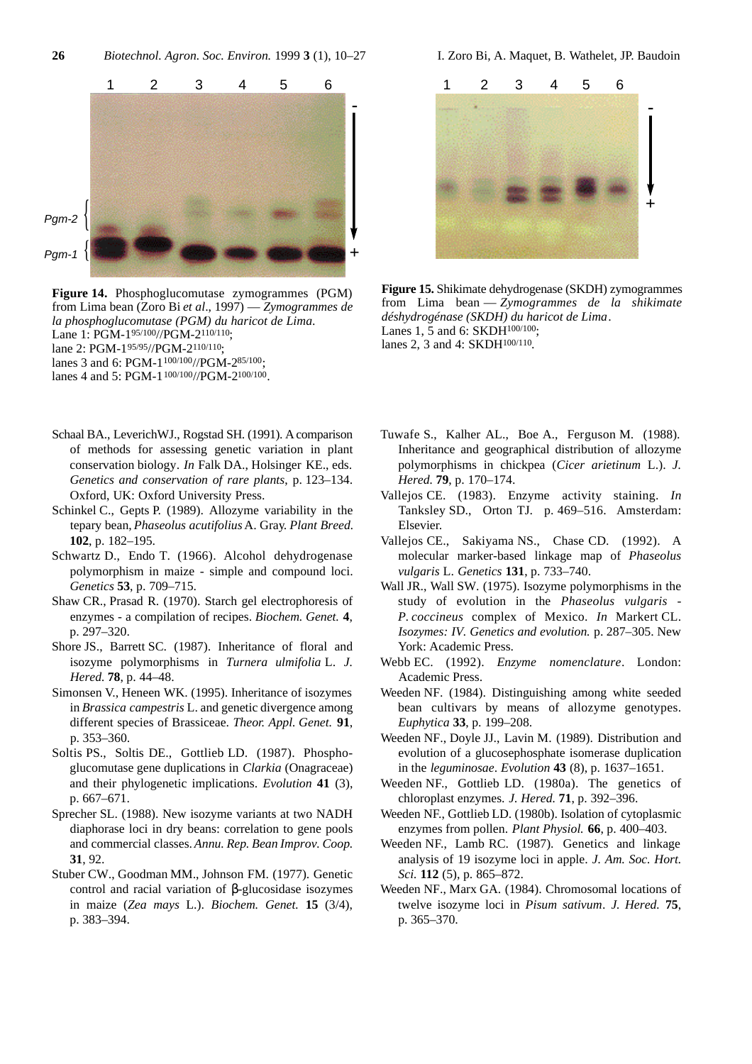**Figure 14.** Phosphoglucomutase zymogrammes (PGM) from Lima bean (Zoro Bi *et al*., 1997) — *Zymogrammes de la phosphoglucomutase (PGM) du haricot de Lima*.
Lane 1: PGM-1$^{95/100}$//PGM-2$^{110/110}$;
lane 2: PGM-1$^{95/95}$//PGM-2$^{110/110}$;
lanes 3 and 6: PGM-1$^{100/100}$//PGM-2$^{85/100}$;
lanes 4 and 5: PGM-1$^{100/100}$//PGM-2$^{100/100}$.

**Figure 15.** Shikimate dehydrogenase (SKDH) zymogrammes from Lima bean — *Zymogrammes de la shikimate déshydrogénase (SKDH) du haricot de Lima*.
Lanes 1, 5 and 6: SKDH$^{100/100}$;
lanes 2, 3 and 4: SKDH$^{100/110}$.

Schaal BA., LeverichWJ., Rogstad SH. (1991). A comparison of methods for assessing genetic variation in plant conservation biology. *In* Falk DA., Holsinger KE., eds. *Genetics and conservation of rare plants*, p. 123–134. Oxford, UK: Oxford University Press.

Schinkel C., Gepts P. (1989). Allozyme variability in the tepary bean, *Phaseolus acutifolius* A. Gray. *Plant Breed.* **102**, p. 182–195.

Schwartz D., Endo T. (1966). Alcohol dehydrogenase polymorphism in maize - simple and compound loci. *Genetics* **53**, p. 709–715.

Shaw CR., Prasad R. (1970). Starch gel electrophoresis of enzymes - a compilation of recipes. *Biochem. Genet.* **4**, p. 297–320.

Shore JS., Barrett SC. (1987). Inheritance of floral and isozyme polymorphisms in *Turnera ulmifolia* L. *J. Hered.* **78**, p. 44–48.

Simonsen V., Heneen WK. (1995). Inheritance of isozymes in *Brassica campestris* L. and genetic divergence among different species of Brassiceae. *Theor. Appl. Genet.* **91**, p. 353–360.

Soltis PS., Soltis DE., Gottlieb LD. (1987). Phosphoglucomutase gene duplications in *Clarkia* (Onagraceae) and their phylogenetic implications. *Evolution* **41** (3), p. 667–671.

Sprecher SL. (1988). New isozyme variants at two NADH diaphorase loci in dry beans: correlation to gene pools and commercial classes. *Annu. Rep. Bean Improv. Coop.* **31**, 92.

Stuber CW., Goodman MM., Johnson FM. (1977). Genetic control and racial variation of β-glucosidase isozymes in maize (*Zea mays* L.). *Biochem. Genet.* **15** (3/4), p. 383–394.

Tuwafe S., Kalher AL., Boe A., Ferguson M. (1988). Inheritance and geographical distribution of allozyme polymorphisms in chickpea (*Cicer arietinum* L.). *J. Hered.* **79**, p. 170–174.

Vallejos CE. (1983). Enzyme activity staining. *In* Tanksley SD., Orton TJ. p. 469–516. Amsterdam: Elsevier.

Vallejos CE., Sakiyama NS., Chase CD. (1992). A molecular marker-based linkage map of *Phaseolus vulgaris* L. *Genetics* **131**, p. 733–740.

Wall JR., Wall SW. (1975). Isozyme polymorphisms in the study of evolution in the *Phaseolus vulgaris - P. coccineus* complex of Mexico. *In* Markert CL. *Isozymes: IV. Genetics and evolution.* p. 287–305. New York: Academic Press.

Webb EC. (1992). *Enzyme nomenclature*. London: Academic Press.

Weeden NF. (1984). Distinguishing among white seeded bean cultivars by means of allozyme genotypes. *Euphytica* **33**, p. 199–208.

Weeden NF., Doyle JJ., Lavin M. (1989). Distribution and evolution of a glucosephosphate isomerase duplication in the *leguminosae*. *Evolution* **43** (8), p. 1637–1651.

Weeden NF., Gottlieb LD. (1980a). The genetics of chloroplast enzymes. *J. Hered.* **71**, p. 392–396.

Weeden NF., Gottlieb LD. (1980b). Isolation of cytoplasmic enzymes from pollen. *Plant Physiol.* **66**, p. 400–403.

Weeden NF., Lamb RC. (1987). Genetics and linkage analysis of 19 isozyme loci in apple. *J. Am. Soc. Hort. Sci.* **112** (5), p. 865–872.

Weeden NF., Marx GA. (1984). Chromosomal locations of twelve isozyme loci in *Pisum sativum*. *J. Hered.* **75**, p. 365–370.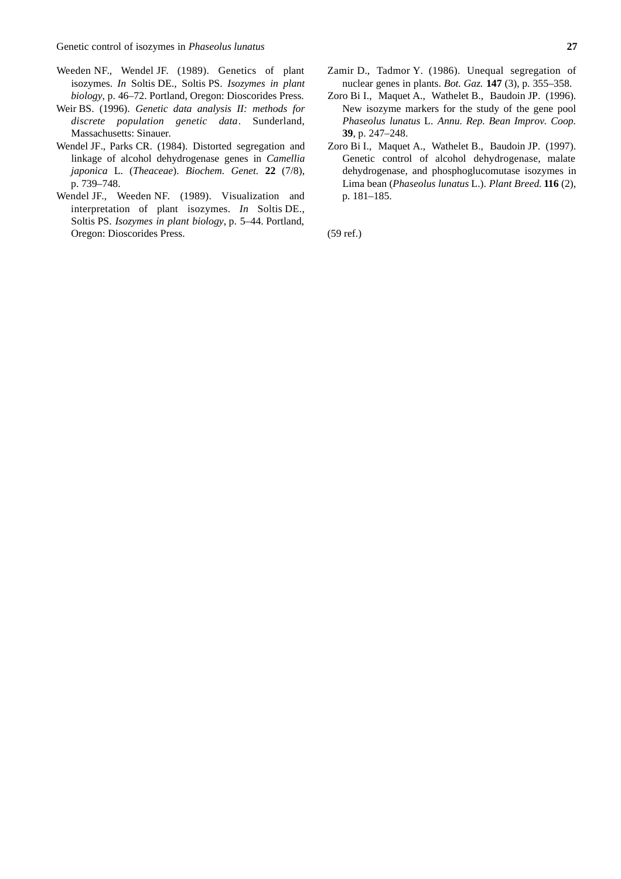Weeden NF., Wendel JF. (1989). Genetics of plant isozymes. *In* Soltis DE., Soltis PS. *Isozymes in plant biology*, p. 46–72. Portland, Oregon: Dioscorides Press.

Weir BS. (1996). *Genetic data analysis II: methods for discrete population genetic data*. Sunderland, Massachusetts: Sinauer.

Wendel JF., Parks CR. (1984). Distorted segregation and linkage of alcohol dehydrogenase genes in *Camellia japonica* L. (*Theaceae*). *Biochem. Genet.* **22** (7/8), p. 739–748.

Wendel JF., Weeden NF. (1989). Visualization and interpretation of plant isozymes. *In* Soltis DE., Soltis PS. *Isozymes in plant biology*, p. 5–44. Portland, Oregon: Dioscorides Press.

Zamir D., Tadmor Y. (1986). Unequal segregation of nuclear genes in plants. *Bot. Gaz.* **147** (3), p. 355–358.

Zoro Bi I., Maquet A., Wathelet B., Baudoin JP. (1996). New isozyme markers for the study of the gene pool *Phaseolus lunatus* L. *Annu. Rep. Bean Improv. Coop.* **39**, p. 247–248.

Zoro Bi I., Maquet A., Wathelet B., Baudoin JP. (1997). Genetic control of alcohol dehydrogenase, malate dehydrogenase, and phosphoglucomutase isozymes in Lima bean (*Phaseolus lunatus* L.). *Plant Breed.* **116** (2), p. 181–185.

(59 ref.)